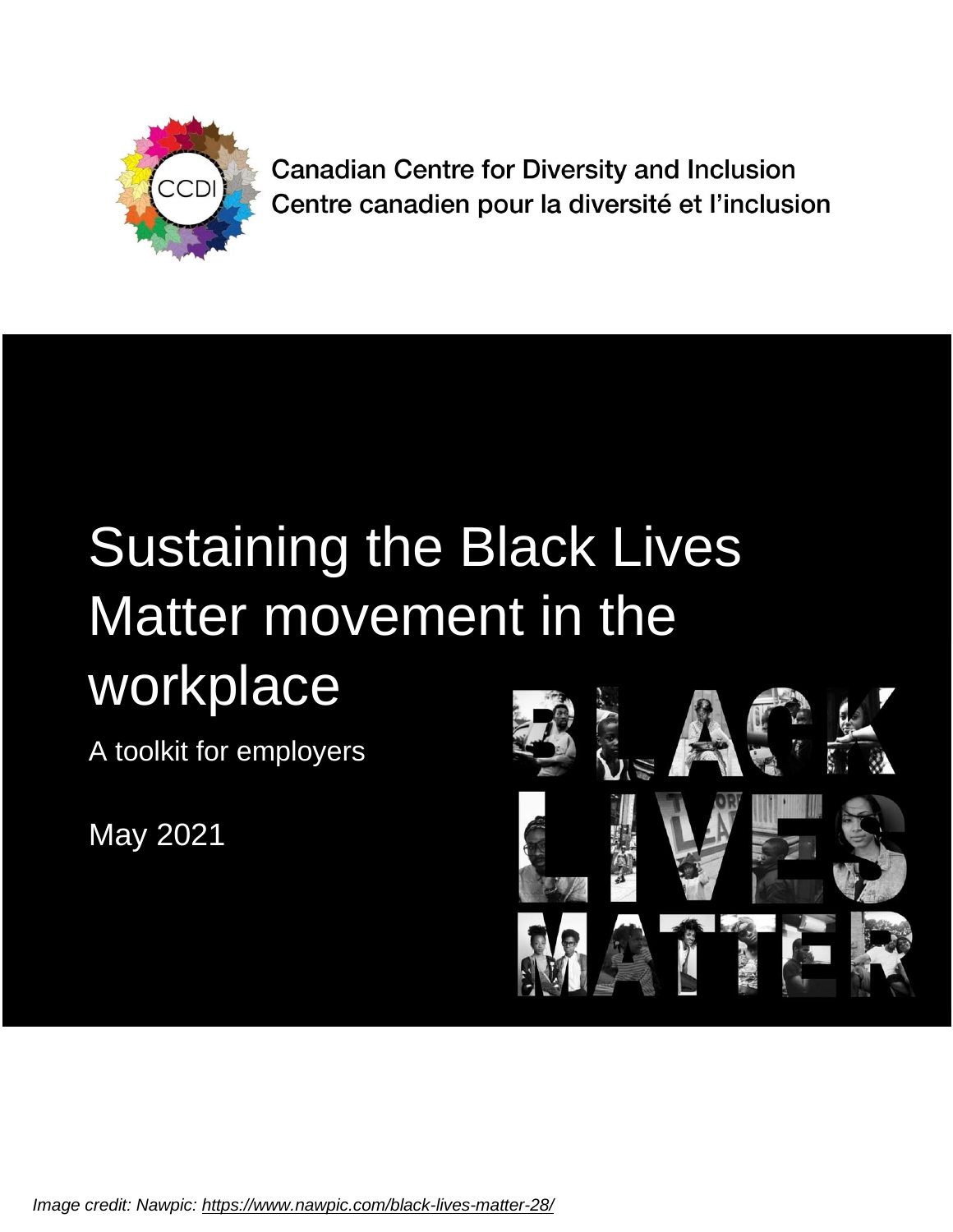Canadian Centre for Diversity and Inclusion
Centre canadien pour la diversité et l'inclusion

# Sustaining the Black Lives Matter movement in the workplace

A toolkit for employers

May 2021

*Image credit: Nawpic: https://www.nawpic.com/black-lives-matter-28/*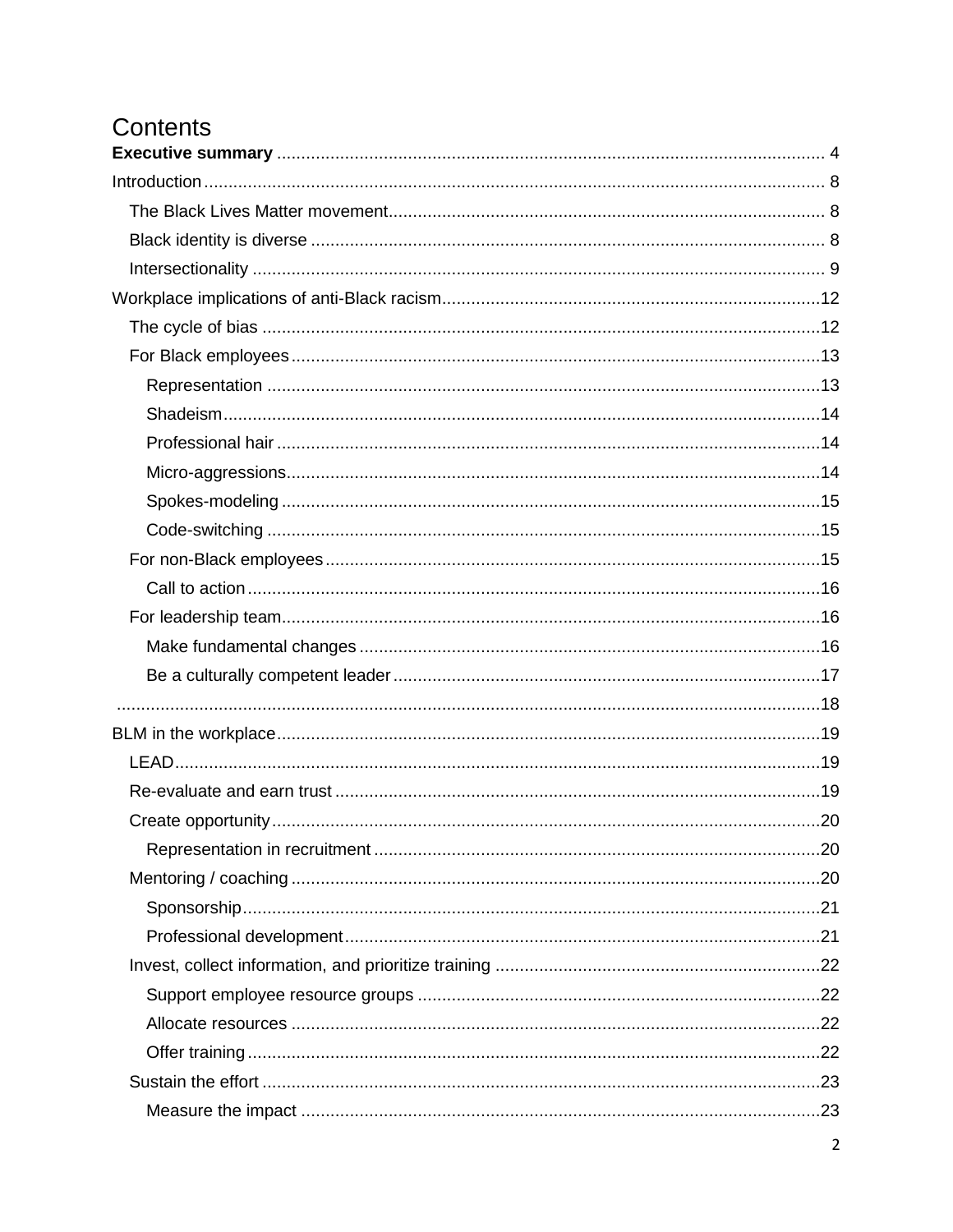# Contents

**Executive summary** ................................................................ 4

Introduction ................................................................ 8

- The Black Lives Matter movement ................................................................ 8
- Black identity is diverse ................................................................ 8
- Intersectionality ................................................................ 9

Workplace implications of anti-Black racism ................................................................ 12

- The cycle of bias ................................................................ 12
- For Black employees ................................................................ 13
  - Representation ................................................................ 13
  - Shadeism ................................................................ 14
  - Professional hair ................................................................ 14
  - Micro-aggressions ................................................................ 14
  - Spokes-modeling ................................................................ 15
  - Code-switching ................................................................ 15
- For non-Black employees ................................................................ 15
  - Call to action ................................................................ 16
- For leadership team ................................................................ 16
  - Make fundamental changes ................................................................ 16
  - Be a culturally competent leader ................................................................ 17

................................................................ 18

BLM in the workplace ................................................................ 19

- LEAD ................................................................ 19
- Re-evaluate and earn trust ................................................................ 19
- Create opportunity ................................................................ 20
  - Representation in recruitment ................................................................ 20
- Mentoring / coaching ................................................................ 20
  - Sponsorship ................................................................ 21
  - Professional development ................................................................ 21
- Invest, collect information, and prioritize training ................................................................ 22
  - Support employee resource groups ................................................................ 22
  - Allocate resources ................................................................ 22
  - Offer training ................................................................ 22
- Sustain the effort ................................................................ 23
  - Measure the impact ................................................................ 23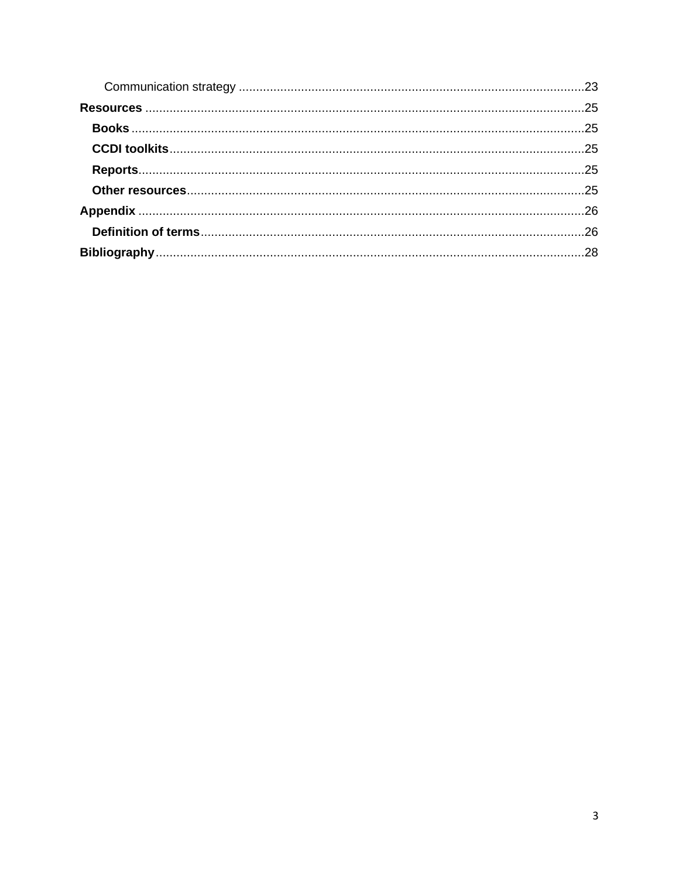Communication strategy ....................................................................................................23

**Resources** ..............................................................................................................................25

**Books** ..................................................................................................................................25

**CCDI toolkits**.......................................................................................................................25

**Reports**................................................................................................................................25

**Other resources**..................................................................................................................25

**Appendix** ................................................................................................................................26

**Definition of terms**..............................................................................................................26

**Bibliography**...........................................................................................................................28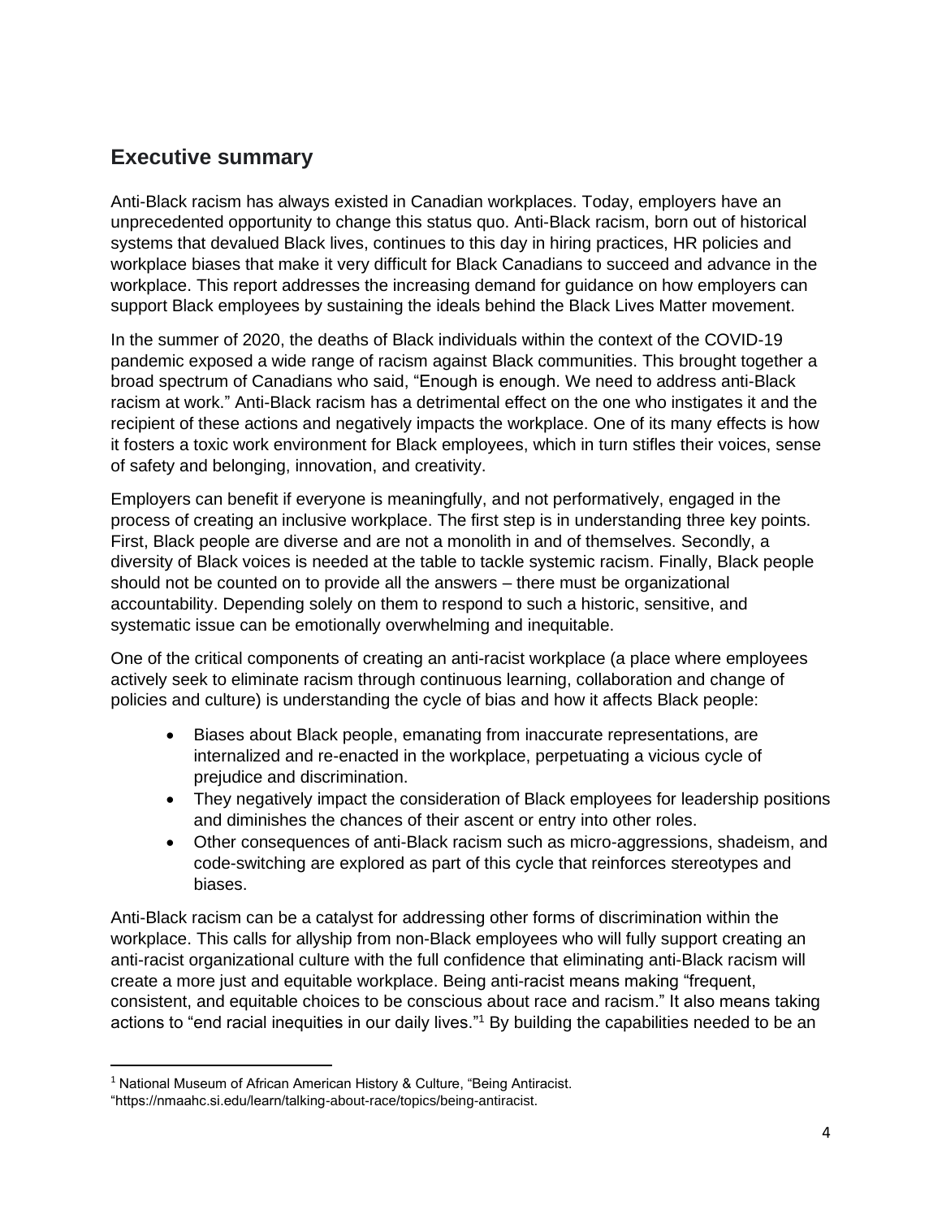## Executive summary

Anti-Black racism has always existed in Canadian workplaces. Today, employers have an unprecedented opportunity to change this status quo. Anti-Black racism, born out of historical systems that devalued Black lives, continues to this day in hiring practices, HR policies and workplace biases that make it very difficult for Black Canadians to succeed and advance in the workplace. This report addresses the increasing demand for guidance on how employers can support Black employees by sustaining the ideals behind the Black Lives Matter movement.

In the summer of 2020, the deaths of Black individuals within the context of the COVID-19 pandemic exposed a wide range of racism against Black communities. This brought together a broad spectrum of Canadians who said, "Enough is enough. We need to address anti-Black racism at work." Anti-Black racism has a detrimental effect on the one who instigates it and the recipient of these actions and negatively impacts the workplace. One of its many effects is how it fosters a toxic work environment for Black employees, which in turn stifles their voices, sense of safety and belonging, innovation, and creativity.

Employers can benefit if everyone is meaningfully, and not performatively, engaged in the process of creating an inclusive workplace. The first step is in understanding three key points. First, Black people are diverse and are not a monolith in and of themselves. Secondly, a diversity of Black voices is needed at the table to tackle systemic racism. Finally, Black people should not be counted on to provide all the answers – there must be organizational accountability. Depending solely on them to respond to such a historic, sensitive, and systematic issue can be emotionally overwhelming and inequitable.

One of the critical components of creating an anti-racist workplace (a place where employees actively seek to eliminate racism through continuous learning, collaboration and change of policies and culture) is understanding the cycle of bias and how it affects Black people:

- Biases about Black people, emanating from inaccurate representations, are internalized and re-enacted in the workplace, perpetuating a vicious cycle of prejudice and discrimination.
- They negatively impact the consideration of Black employees for leadership positions and diminishes the chances of their ascent or entry into other roles.
- Other consequences of anti-Black racism such as micro-aggressions, shadeism, and code-switching are explored as part of this cycle that reinforces stereotypes and biases.

Anti-Black racism can be a catalyst for addressing other forms of discrimination within the workplace. This calls for allyship from non-Black employees who will fully support creating an anti-racist organizational culture with the full confidence that eliminating anti-Black racism will create a more just and equitable workplace. Being anti-racist means making "frequent, consistent, and equitable choices to be conscious about race and racism." It also means taking actions to "end racial inequities in our daily lives."[1] By building the capabilities needed to be an

---

[1] National Museum of African American History & Culture, "Being Antiracist. "https://nmaahc.si.edu/learn/talking-about-race/topics/being-antiracist.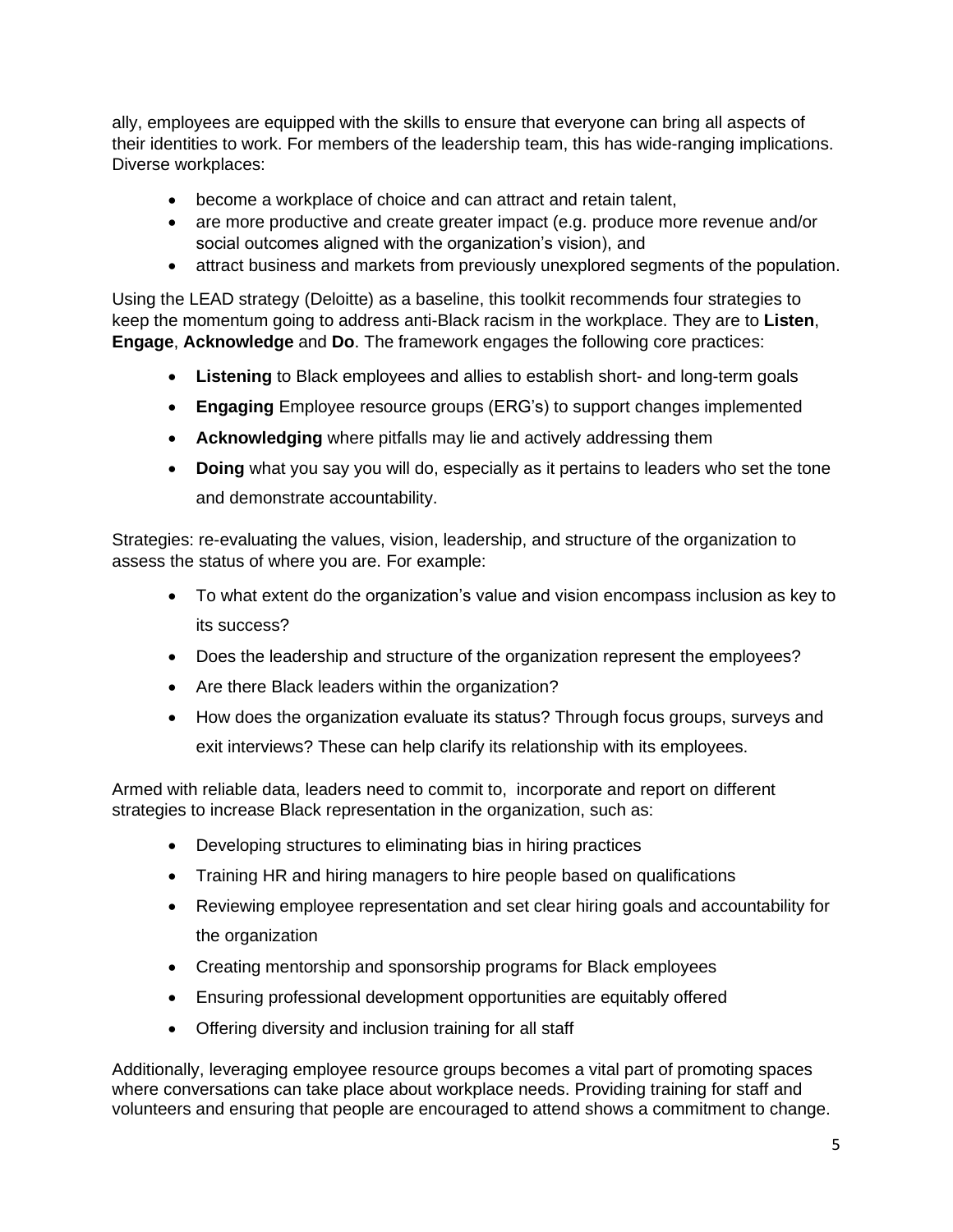ally, employees are equipped with the skills to ensure that everyone can bring all aspects of their identities to work. For members of the leadership team, this has wide-ranging implications. Diverse workplaces:

- become a workplace of choice and can attract and retain talent,
- are more productive and create greater impact (e.g. produce more revenue and/or social outcomes aligned with the organization's vision), and
- attract business and markets from previously unexplored segments of the population.

Using the LEAD strategy (Deloitte) as a baseline, this toolkit recommends four strategies to keep the momentum going to address anti-Black racism in the workplace. They are to **Listen**, **Engage**, **Acknowledge** and **Do**. The framework engages the following core practices:

- **Listening** to Black employees and allies to establish short- and long-term goals
- **Engaging** Employee resource groups (ERG's) to support changes implemented
- **Acknowledging** where pitfalls may lie and actively addressing them
- **Doing** what you say you will do, especially as it pertains to leaders who set the tone and demonstrate accountability.

Strategies: re-evaluating the values, vision, leadership, and structure of the organization to assess the status of where you are. For example:

- To what extent do the organization's value and vision encompass inclusion as key to its success?
- Does the leadership and structure of the organization represent the employees?
- Are there Black leaders within the organization?
- How does the organization evaluate its status? Through focus groups, surveys and exit interviews? These can help clarify its relationship with its employees.

Armed with reliable data, leaders need to commit to, incorporate and report on different strategies to increase Black representation in the organization, such as:

- Developing structures to eliminating bias in hiring practices
- Training HR and hiring managers to hire people based on qualifications
- Reviewing employee representation and set clear hiring goals and accountability for the organization
- Creating mentorship and sponsorship programs for Black employees
- Ensuring professional development opportunities are equitably offered
- Offering diversity and inclusion training for all staff

Additionally, leveraging employee resource groups becomes a vital part of promoting spaces where conversations can take place about workplace needs. Providing training for staff and volunteers and ensuring that people are encouraged to attend shows a commitment to change.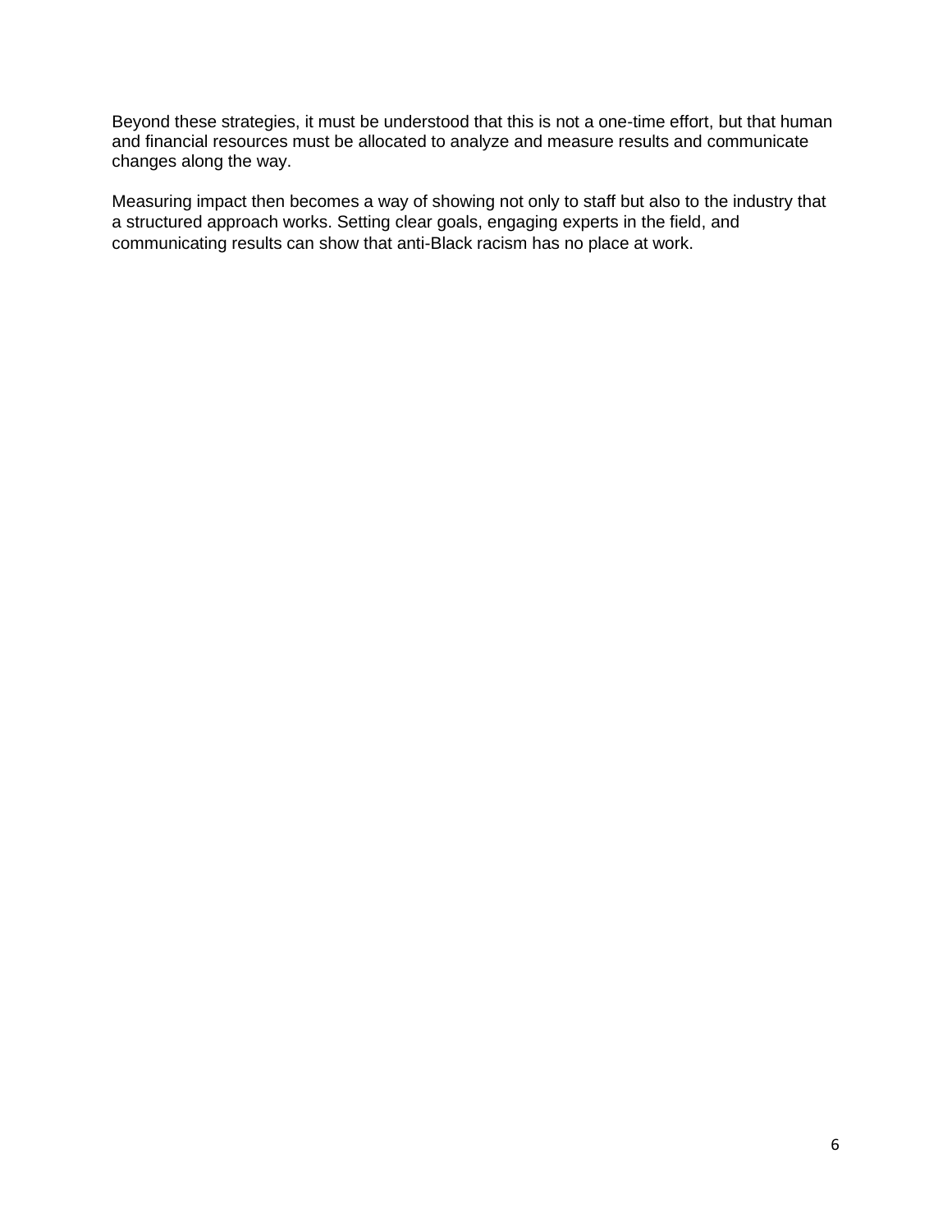Beyond these strategies, it must be understood that this is not a one-time effort, but that human and financial resources must be allocated to analyze and measure results and communicate changes along the way.

Measuring impact then becomes a way of showing not only to staff but also to the industry that a structured approach works. Setting clear goals, engaging experts in the field, and communicating results can show that anti-Black racism has no place at work.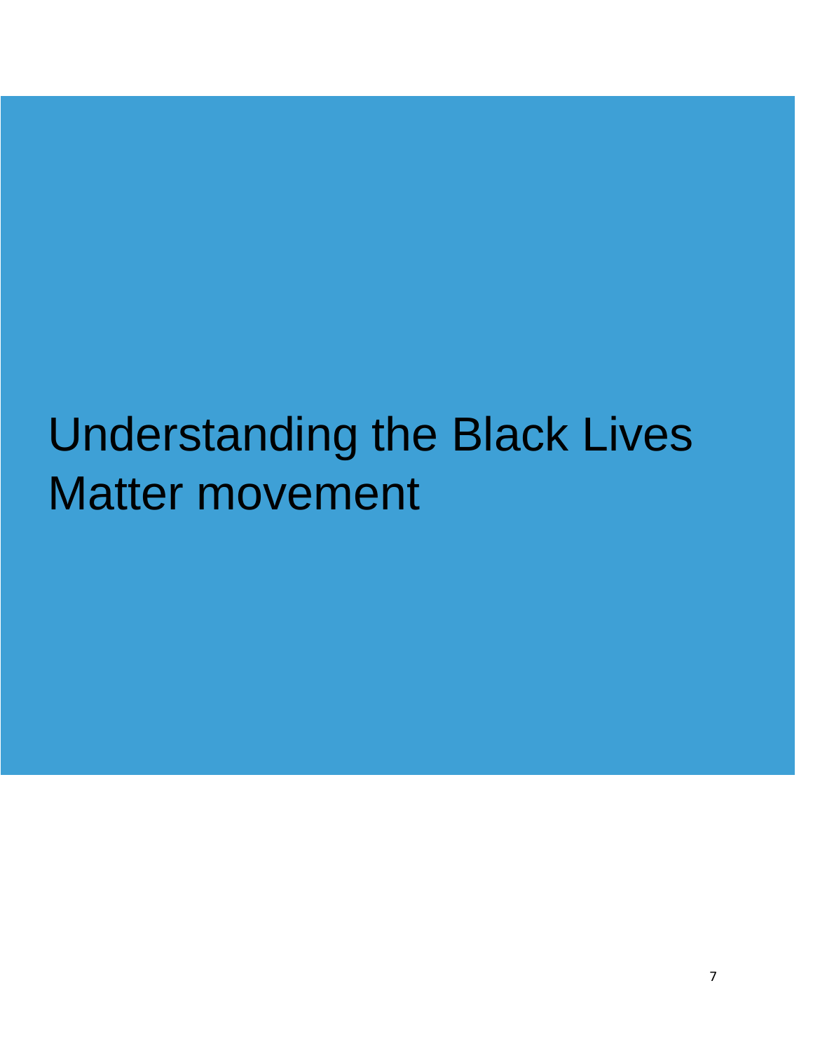# Understanding the Black Lives Matter movement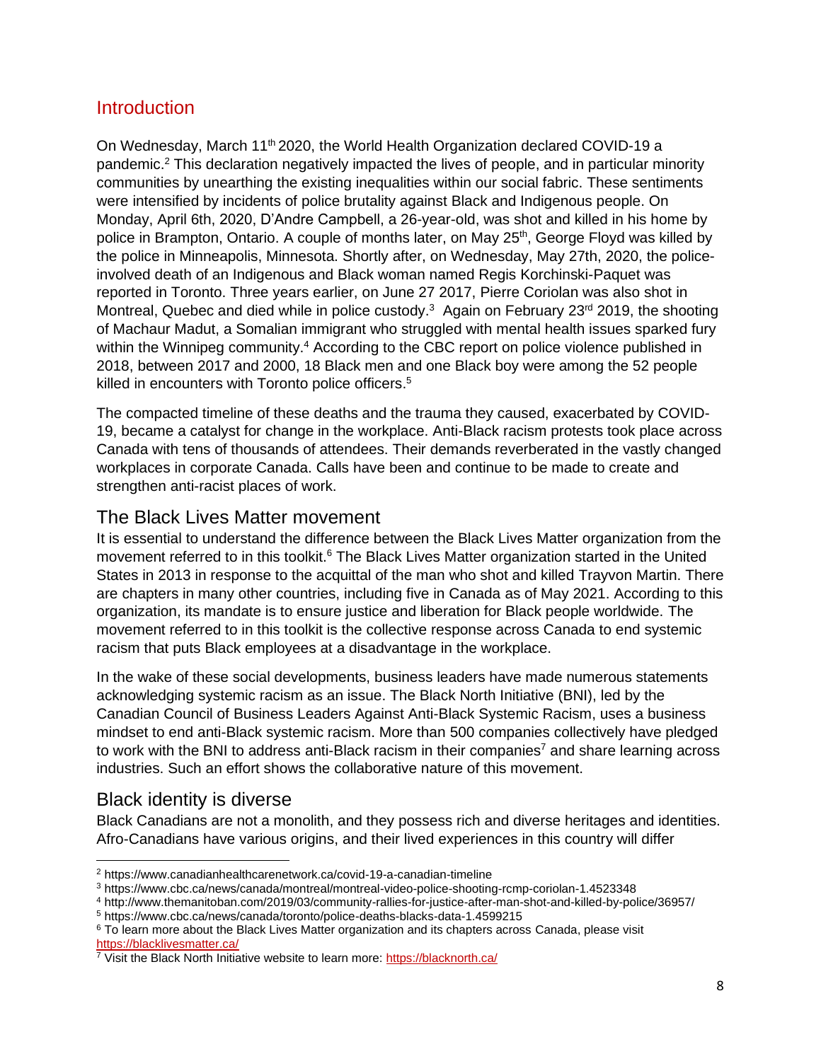## Introduction

On Wednesday, March 11th 2020, the World Health Organization declared COVID-19 a pandemic.[2] This declaration negatively impacted the lives of people, and in particular minority communities by unearthing the existing inequalities within our social fabric. These sentiments were intensified by incidents of police brutality against Black and Indigenous people. On Monday, April 6th, 2020, D'Andre Campbell, a 26-year-old, was shot and killed in his home by police in Brampton, Ontario. A couple of months later, on May 25th, George Floyd was killed by the police in Minneapolis, Minnesota. Shortly after, on Wednesday, May 27th, 2020, the police-involved death of an Indigenous and Black woman named Regis Korchinski-Paquet was reported in Toronto. Three years earlier, on June 27 2017, Pierre Coriolan was also shot in Montreal, Quebec and died while in police custody.[3] Again on February 23rd 2019, the shooting of Machaur Madut, a Somalian immigrant who struggled with mental health issues sparked fury within the Winnipeg community.[4] According to the CBC report on police violence published in 2018, between 2017 and 2000, 18 Black men and one Black boy were among the 52 people killed in encounters with Toronto police officers.[5]

The compacted timeline of these deaths and the trauma they caused, exacerbated by COVID-19, became a catalyst for change in the workplace. Anti-Black racism protests took place across Canada with tens of thousands of attendees. Their demands reverberated in the vastly changed workplaces in corporate Canada. Calls have been and continue to be made to create and strengthen anti-racist places of work.

### The Black Lives Matter movement

It is essential to understand the difference between the Black Lives Matter organization from the movement referred to in this toolkit.[6] The Black Lives Matter organization started in the United States in 2013 in response to the acquittal of the man who shot and killed Trayvon Martin. There are chapters in many other countries, including five in Canada as of May 2021. According to this organization, its mandate is to ensure justice and liberation for Black people worldwide. The movement referred to in this toolkit is the collective response across Canada to end systemic racism that puts Black employees at a disadvantage in the workplace.

In the wake of these social developments, business leaders have made numerous statements acknowledging systemic racism as an issue. The Black North Initiative (BNI), led by the Canadian Council of Business Leaders Against Anti-Black Systemic Racism, uses a business mindset to end anti-Black systemic racism. More than 500 companies collectively have pledged to work with the BNI to address anti-Black racism in their companies[7] and share learning across industries. Such an effort shows the collaborative nature of this movement.

### Black identity is diverse

Black Canadians are not a monolith, and they possess rich and diverse heritages and identities. Afro-Canadians have various origins, and their lived experiences in this country will differ

---

[2] https://www.canadianhealthcarenetwork.ca/covid-19-a-canadian-timeline

[3] https://www.cbc.ca/news/canada/montreal/montreal-video-police-shooting-rcmp-coriolan-1.4523348

[4] http://www.themanitoban.com/2019/03/community-rallies-for-justice-after-man-shot-and-killed-by-police/36957/

[5] https://www.cbc.ca/news/canada/toronto/police-deaths-blacks-data-1.4599215

[6] To learn more about the Black Lives Matter organization and its chapters across Canada, please visit https://blacklivesmatter.ca/

[7] Visit the Black North Initiative website to learn more: https://blacknorth.ca/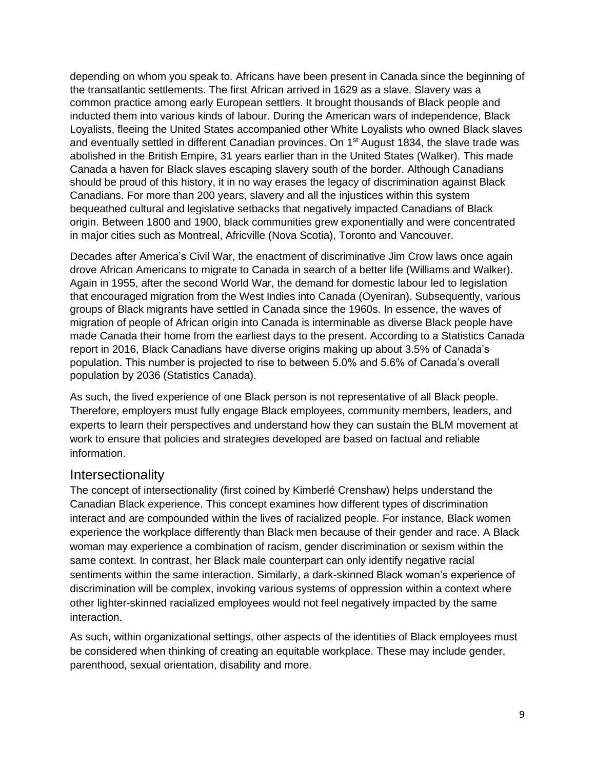depending on whom you speak to. Africans have been present in Canada since the beginning of the transatlantic settlements. The first African arrived in 1629 as a slave. Slavery was a common practice among early European settlers. It brought thousands of Black people and inducted them into various kinds of labour. During the American wars of independence, Black Loyalists, fleeing the United States accompanied other White Loyalists who owned Black slaves and eventually settled in different Canadian provinces. On 1st August 1834, the slave trade was abolished in the British Empire, 31 years earlier than in the United States (Walker). This made Canada a haven for Black slaves escaping slavery south of the border. Although Canadians should be proud of this history, it in no way erases the legacy of discrimination against Black Canadians. For more than 200 years, slavery and all the injustices within this system bequeathed cultural and legislative setbacks that negatively impacted Canadians of Black origin. Between 1800 and 1900, black communities grew exponentially and were concentrated in major cities such as Montreal, Africville (Nova Scotia), Toronto and Vancouver.

Decades after America's Civil War, the enactment of discriminative Jim Crow laws once again drove African Americans to migrate to Canada in search of a better life (Williams and Walker). Again in 1955, after the second World War, the demand for domestic labour led to legislation that encouraged migration from the West Indies into Canada (Oyeniran). Subsequently, various groups of Black migrants have settled in Canada since the 1960s. In essence, the waves of migration of people of African origin into Canada is interminable as diverse Black people have made Canada their home from the earliest days to the present. According to a Statistics Canada report in 2016, Black Canadians have diverse origins making up about 3.5% of Canada's population. This number is projected to rise to between 5.0% and 5.6% of Canada's overall population by 2036 (Statistics Canada).

As such, the lived experience of one Black person is not representative of all Black people. Therefore, employers must fully engage Black employees, community members, leaders, and experts to learn their perspectives and understand how they can sustain the BLM movement at work to ensure that policies and strategies developed are based on factual and reliable information.

## Intersectionality

The concept of intersectionality (first coined by Kimberlé Crenshaw) helps understand the Canadian Black experience. This concept examines how different types of discrimination interact and are compounded within the lives of racialized people. For instance, Black women experience the workplace differently than Black men because of their gender and race. A Black woman may experience a combination of racism, gender discrimination or sexism within the same context. In contrast, her Black male counterpart can only identify negative racial sentiments within the same interaction. Similarly, a dark-skinned Black woman's experience of discrimination will be complex, invoking various systems of oppression within a context where other lighter-skinned racialized employees would not feel negatively impacted by the same interaction.

As such, within organizational settings, other aspects of the identities of Black employees must be considered when thinking of creating an equitable workplace. These may include gender, parenthood, sexual orientation, disability and more.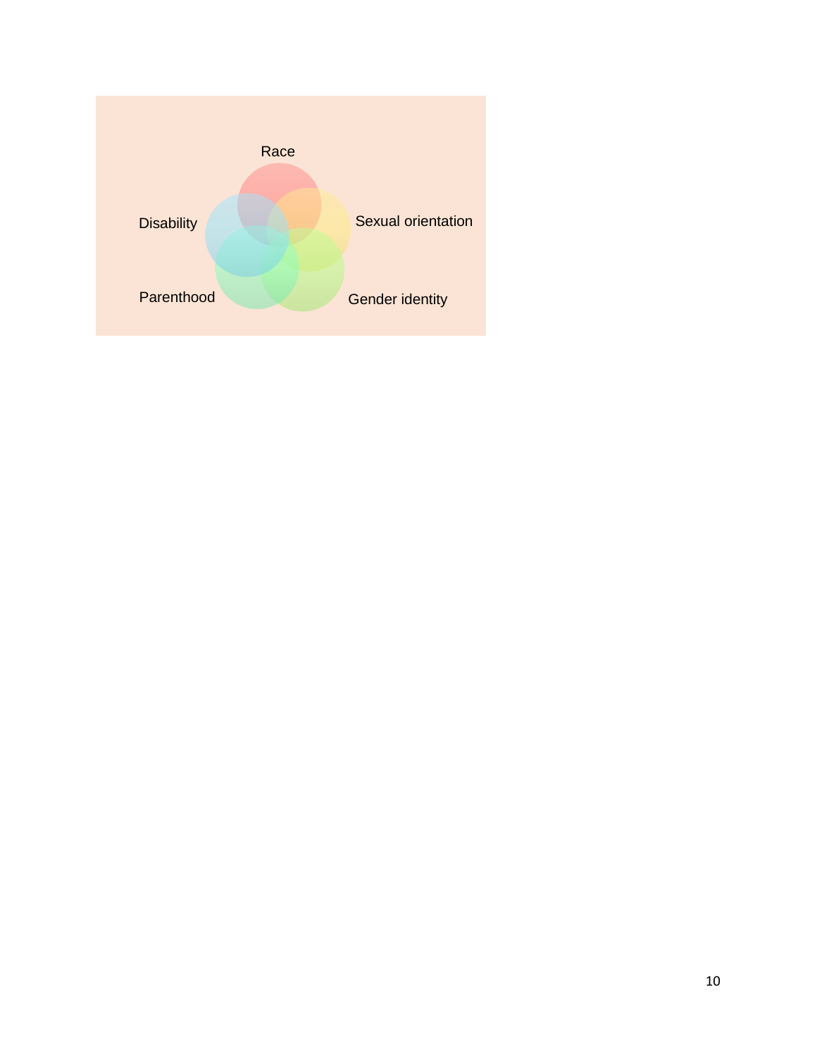Race

Disability

Sexual orientation

Parenthood

Gender identity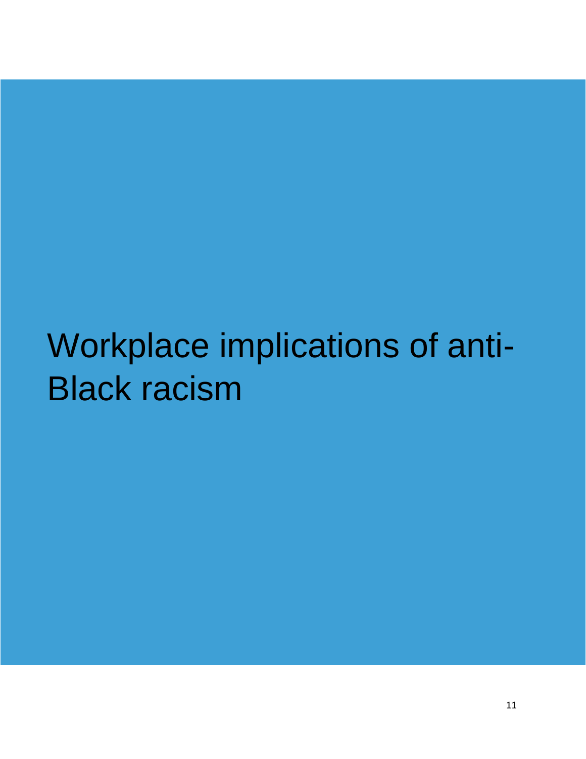# Workplace implications of anti-Black racism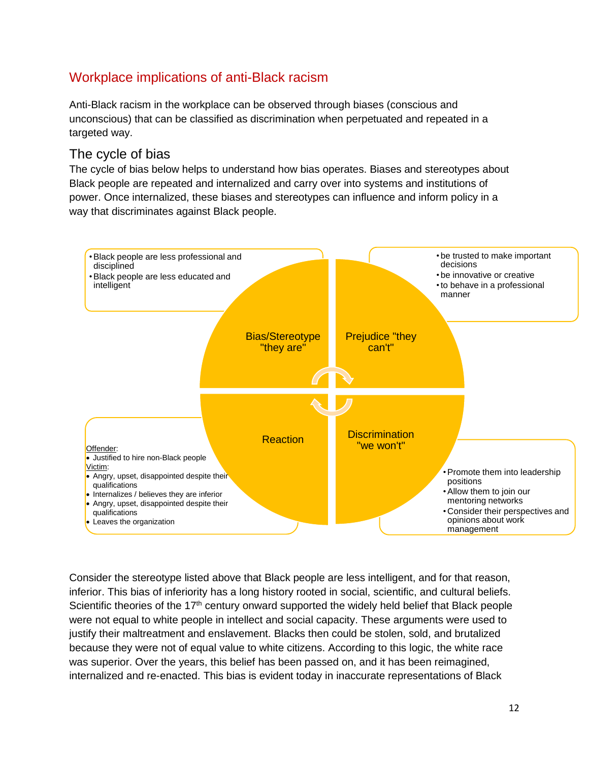## Workplace implications of anti-Black racism

Anti-Black racism in the workplace can be observed through biases (conscious and unconscious) that can be classified as discrimination when perpetuated and repeated in a targeted way.

### The cycle of bias

The cycle of bias below helps to understand how bias operates. Biases and stereotypes about Black people are repeated and internalized and carry over into systems and institutions of power. Once internalized, these biases and stereotypes can influence and inform policy in a way that discriminates against Black people.

**Bias/Stereotype "they are"**

- Black people are less professional and disciplined
- Black people are less educated and intelligent

**Prejudice "they can't"**

- be trusted to make important decisions
- be innovative or creative
- to behave in a professional manner

**Discrimination "we won't"**

- Promote them into leadership positions
- Allow them to join our mentoring networks
- Consider their perspectives and opinions about work management

**Reaction**

Offender:

- Justified to hire non-Black people

Victim:

- Angry, upset, disappointed despite their qualifications
- Internalizes / believes they are inferior
- Angry, upset, disappointed despite their qualifications
- Leaves the organization

Consider the stereotype listed above that Black people are less intelligent, and for that reason, inferior. This bias of inferiority has a long history rooted in social, scientific, and cultural beliefs. Scientific theories of the 17th century onward supported the widely held belief that Black people were not equal to white people in intellect and social capacity. These arguments were used to justify their maltreatment and enslavement. Blacks then could be stolen, sold, and brutalized because they were not of equal value to white citizens. According to this logic, the white race was superior. Over the years, this belief has been passed on, and it has been reimagined, internalized and re-enacted. This bias is evident today in inaccurate representations of Black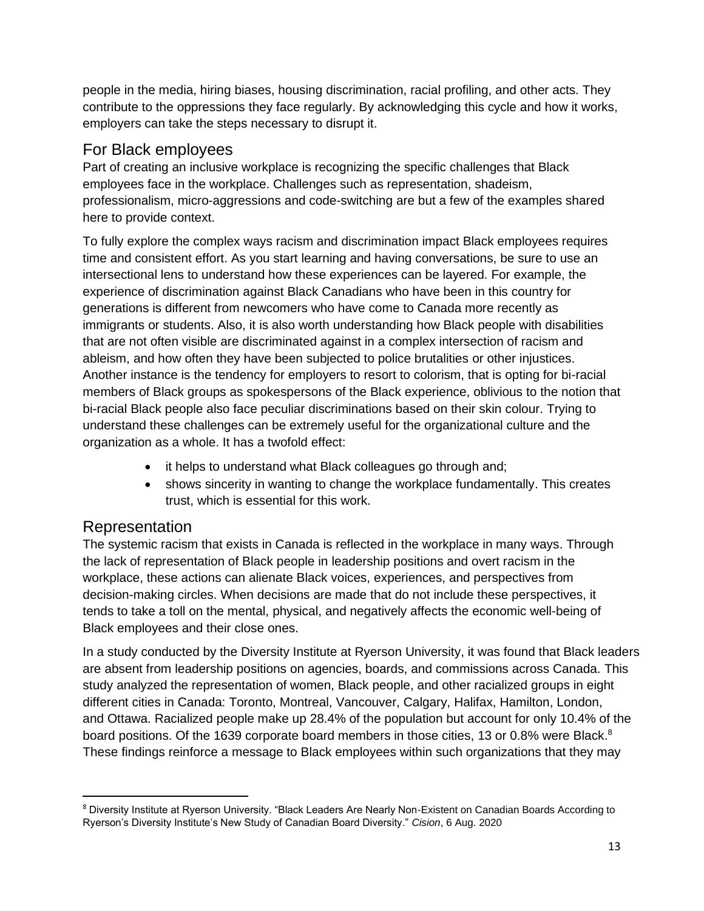people in the media, hiring biases, housing discrimination, racial profiling, and other acts. They contribute to the oppressions they face regularly. By acknowledging this cycle and how it works, employers can take the steps necessary to disrupt it.

## For Black employees

Part of creating an inclusive workplace is recognizing the specific challenges that Black employees face in the workplace. Challenges such as representation, shadeism, professionalism, micro-aggressions and code-switching are but a few of the examples shared here to provide context.

To fully explore the complex ways racism and discrimination impact Black employees requires time and consistent effort. As you start learning and having conversations, be sure to use an intersectional lens to understand how these experiences can be layered. For example, the experience of discrimination against Black Canadians who have been in this country for generations is different from newcomers who have come to Canada more recently as immigrants or students. Also, it is also worth understanding how Black people with disabilities that are not often visible are discriminated against in a complex intersection of racism and ableism, and how often they have been subjected to police brutalities or other injustices. Another instance is the tendency for employers to resort to colorism, that is opting for bi-racial members of Black groups as spokespersons of the Black experience, oblivious to the notion that bi-racial Black people also face peculiar discriminations based on their skin colour. Trying to understand these challenges can be extremely useful for the organizational culture and the organization as a whole. It has a twofold effect:

- it helps to understand what Black colleagues go through and;
- shows sincerity in wanting to change the workplace fundamentally. This creates trust, which is essential for this work.

## Representation

The systemic racism that exists in Canada is reflected in the workplace in many ways. Through the lack of representation of Black people in leadership positions and overt racism in the workplace, these actions can alienate Black voices, experiences, and perspectives from decision-making circles. When decisions are made that do not include these perspectives, it tends to take a toll on the mental, physical, and negatively affects the economic well-being of Black employees and their close ones.

In a study conducted by the Diversity Institute at Ryerson University, it was found that Black leaders are absent from leadership positions on agencies, boards, and commissions across Canada. This study analyzed the representation of women, Black people, and other racialized groups in eight different cities in Canada: Toronto, Montreal, Vancouver, Calgary, Halifax, Hamilton, London, and Ottawa. Racialized people make up 28.4% of the population but account for only 10.4% of the board positions. Of the 1639 corporate board members in those cities, 13 or 0.8% were Black.[8] These findings reinforce a message to Black employees within such organizations that they may

[8] Diversity Institute at Ryerson University. "Black Leaders Are Nearly Non-Existent on Canadian Boards According to Ryerson's Diversity Institute's New Study of Canadian Board Diversity." *Cision*, 6 Aug. 2020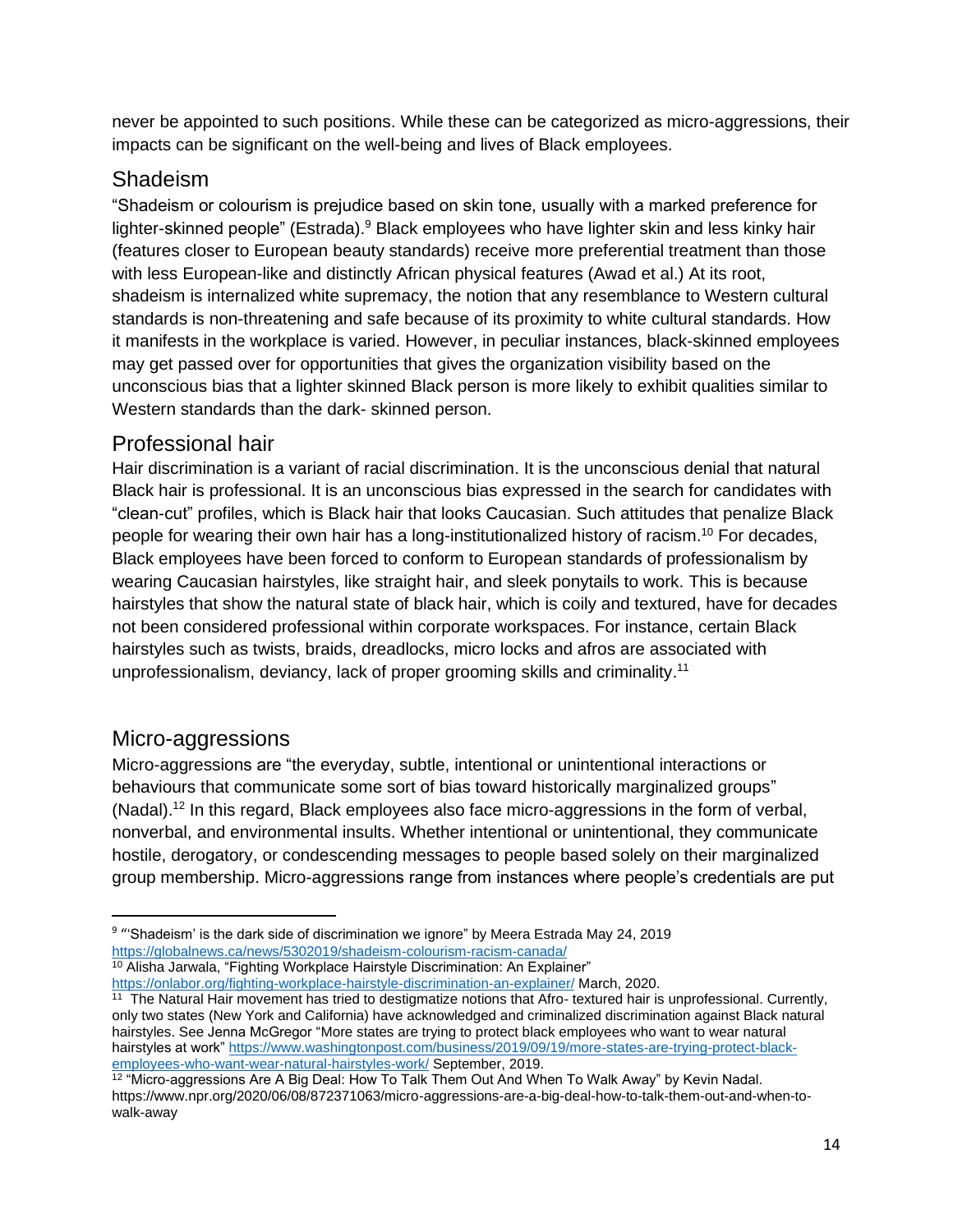never be appointed to such positions. While these can be categorized as micro-aggressions, their impacts can be significant on the well-being and lives of Black employees.

## Shadeism

"Shadeism or colourism is prejudice based on skin tone, usually with a marked preference for lighter-skinned people" (Estrada).[9] Black employees who have lighter skin and less kinky hair (features closer to European beauty standards) receive more preferential treatment than those with less European-like and distinctly African physical features (Awad et al.) At its root, shadeism is internalized white supremacy, the notion that any resemblance to Western cultural standards is non-threatening and safe because of its proximity to white cultural standards. How it manifests in the workplace is varied. However, in peculiar instances, black-skinned employees may get passed over for opportunities that gives the organization visibility based on the unconscious bias that a lighter skinned Black person is more likely to exhibit qualities similar to Western standards than the dark- skinned person.

## Professional hair

Hair discrimination is a variant of racial discrimination. It is the unconscious denial that natural Black hair is professional. It is an unconscious bias expressed in the search for candidates with "clean-cut" profiles, which is Black hair that looks Caucasian. Such attitudes that penalize Black people for wearing their own hair has a long-institutionalized history of racism.[10] For decades, Black employees have been forced to conform to European standards of professionalism by wearing Caucasian hairstyles, like straight hair, and sleek ponytails to work. This is because hairstyles that show the natural state of black hair, which is coily and textured, have for decades not been considered professional within corporate workspaces. For instance, certain Black hairstyles such as twists, braids, dreadlocks, micro locks and afros are associated with unprofessionalism, deviancy, lack of proper grooming skills and criminality.[11]

## Micro-aggressions

Micro-aggressions are "the everyday, subtle, intentional or unintentional interactions or behaviours that communicate some sort of bias toward historically marginalized groups" (Nadal).[12] In this regard, Black employees also face micro-aggressions in the form of verbal, nonverbal, and environmental insults. Whether intentional or unintentional, they communicate hostile, derogatory, or condescending messages to people based solely on their marginalized group membership. Micro-aggressions range from instances where people's credentials are put

---

[9] "'Shadeism' is the dark side of discrimination we ignore" by Meera Estrada May 24, 2019 https://globalnews.ca/news/5302019/shadeism-colourism-racism-canada/

[10] Alisha Jarwala, "Fighting Workplace Hairstyle Discrimination: An Explainer" https://onlabor.org/fighting-workplace-hairstyle-discrimination-an-explainer/ March, 2020.

[11] The Natural Hair movement has tried to destigmatize notions that Afro- textured hair is unprofessional. Currently, only two states (New York and California) have acknowledged and criminalized discrimination against Black natural hairstyles. See Jenna McGregor "More states are trying to protect black employees who want to wear natural hairstyles at work" https://www.washingtonpost.com/business/2019/09/19/more-states-are-trying-protect-black-employees-who-want-wear-natural-hairstyles-work/ September, 2019.

[12] "Micro-aggressions Are A Big Deal: How To Talk Them Out And When To Walk Away" by Kevin Nadal. https://www.npr.org/2020/06/08/872371063/micro-aggressions-are-a-big-deal-how-to-talk-them-out-and-when-to-walk-away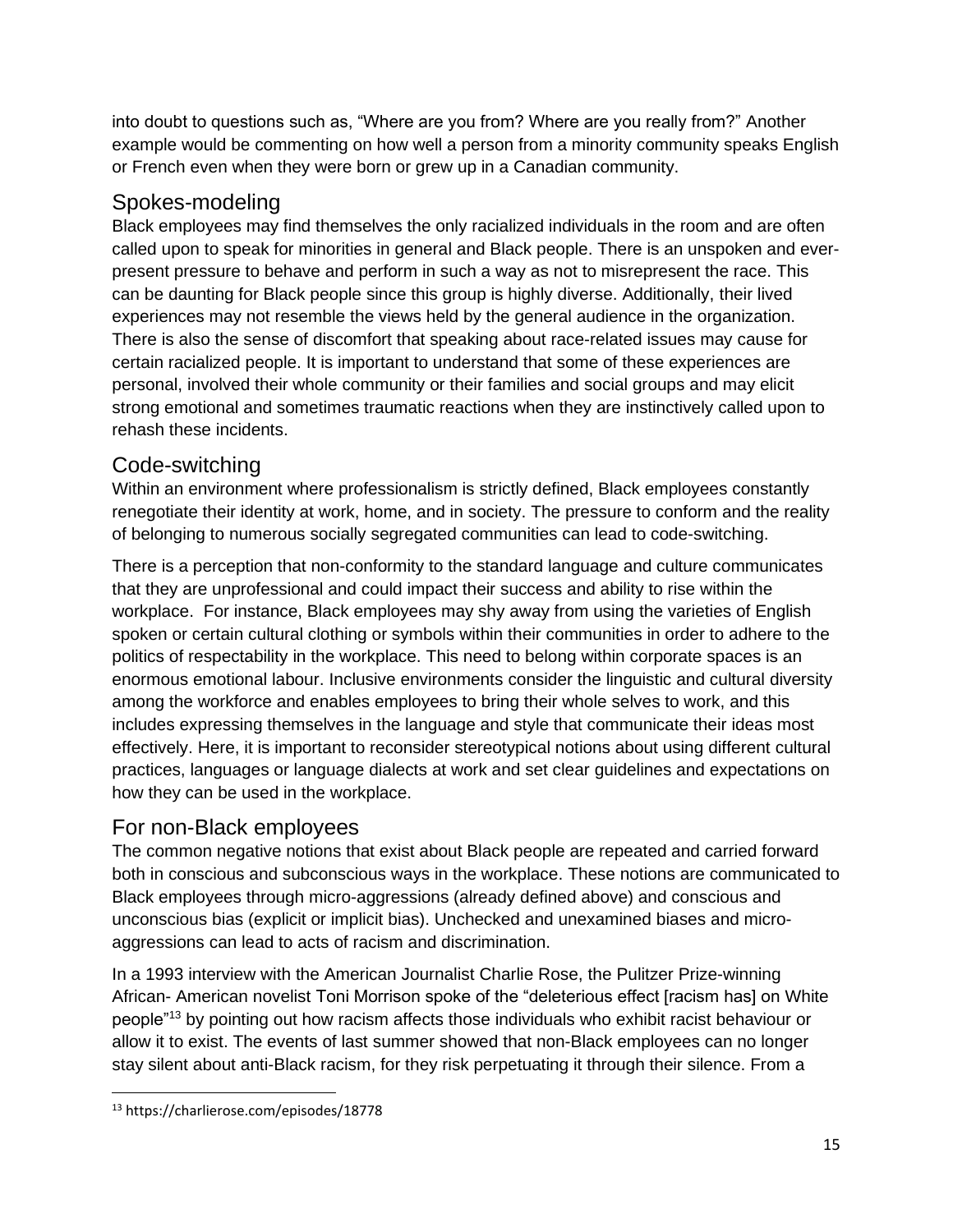into doubt to questions such as, "Where are you from? Where are you really from?" Another example would be commenting on how well a person from a minority community speaks English or French even when they were born or grew up in a Canadian community.

## Spokes-modeling

Black employees may find themselves the only racialized individuals in the room and are often called upon to speak for minorities in general and Black people. There is an unspoken and ever-present pressure to behave and perform in such a way as not to misrepresent the race. This can be daunting for Black people since this group is highly diverse. Additionally, their lived experiences may not resemble the views held by the general audience in the organization. There is also the sense of discomfort that speaking about race-related issues may cause for certain racialized people. It is important to understand that some of these experiences are personal, involved their whole community or their families and social groups and may elicit strong emotional and sometimes traumatic reactions when they are instinctively called upon to rehash these incidents.

## Code-switching

Within an environment where professionalism is strictly defined, Black employees constantly renegotiate their identity at work, home, and in society. The pressure to conform and the reality of belonging to numerous socially segregated communities can lead to code-switching.

There is a perception that non-conformity to the standard language and culture communicates that they are unprofessional and could impact their success and ability to rise within the workplace. For instance, Black employees may shy away from using the varieties of English spoken or certain cultural clothing or symbols within their communities in order to adhere to the politics of respectability in the workplace. This need to belong within corporate spaces is an enormous emotional labour. Inclusive environments consider the linguistic and cultural diversity among the workforce and enables employees to bring their whole selves to work, and this includes expressing themselves in the language and style that communicate their ideas most effectively. Here, it is important to reconsider stereotypical notions about using different cultural practices, languages or language dialects at work and set clear guidelines and expectations on how they can be used in the workplace.

## For non-Black employees

The common negative notions that exist about Black people are repeated and carried forward both in conscious and subconscious ways in the workplace. These notions are communicated to Black employees through micro-aggressions (already defined above) and conscious and unconscious bias (explicit or implicit bias). Unchecked and unexamined biases and micro-aggressions can lead to acts of racism and discrimination.

In a 1993 interview with the American Journalist Charlie Rose, the Pulitzer Prize-winning African- American novelist Toni Morrison spoke of the "deleterious effect [racism has] on White people"[13] by pointing out how racism affects those individuals who exhibit racist behaviour or allow it to exist. The events of last summer showed that non-Black employees can no longer stay silent about anti-Black racism, for they risk perpetuating it through their silence. From a

[13] https://charlierose.com/episodes/18778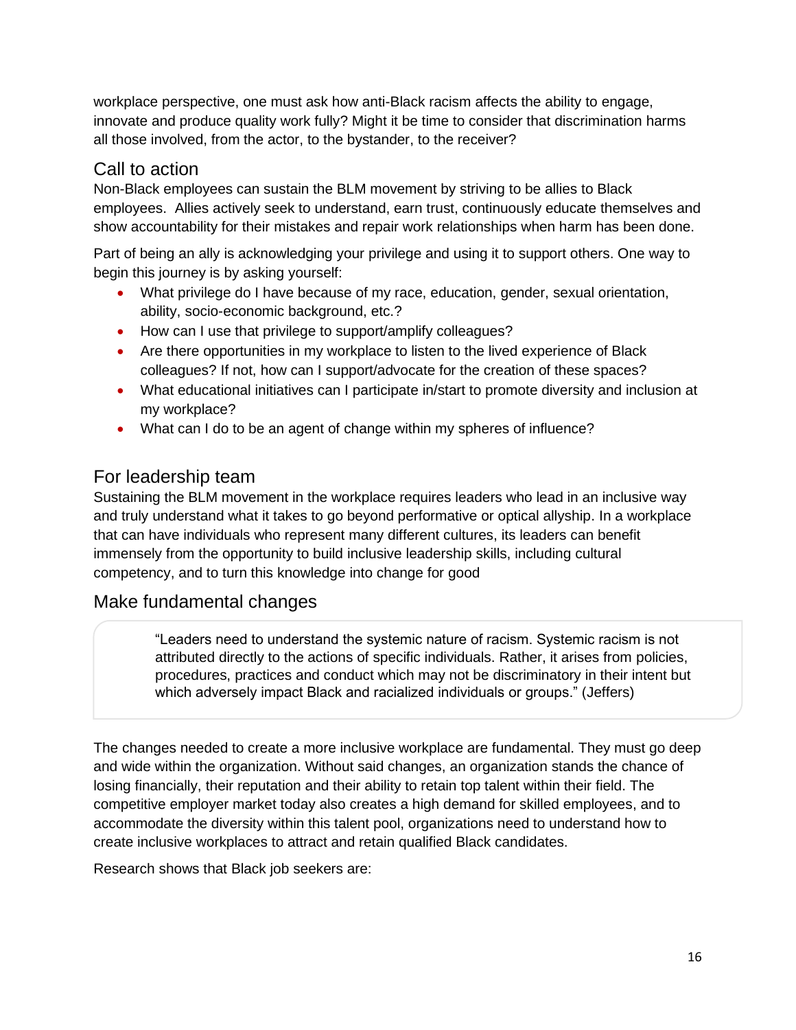workplace perspective, one must ask how anti-Black racism affects the ability to engage, innovate and produce quality work fully? Might it be time to consider that discrimination harms all those involved, from the actor, to the bystander, to the receiver?

## Call to action

Non-Black employees can sustain the BLM movement by striving to be allies to Black employees. Allies actively seek to understand, earn trust, continuously educate themselves and show accountability for their mistakes and repair work relationships when harm has been done.

Part of being an ally is acknowledging your privilege and using it to support others. One way to begin this journey is by asking yourself:

- What privilege do I have because of my race, education, gender, sexual orientation, ability, socio-economic background, etc.?
- How can I use that privilege to support/amplify colleagues?
- Are there opportunities in my workplace to listen to the lived experience of Black colleagues? If not, how can I support/advocate for the creation of these spaces?
- What educational initiatives can I participate in/start to promote diversity and inclusion at my workplace?
- What can I do to be an agent of change within my spheres of influence?

## For leadership team

Sustaining the BLM movement in the workplace requires leaders who lead in an inclusive way and truly understand what it takes to go beyond performative or optical allyship. In a workplace that can have individuals who represent many different cultures, its leaders can benefit immensely from the opportunity to build inclusive leadership skills, including cultural competency, and to turn this knowledge into change for good

## Make fundamental changes

> "Leaders need to understand the systemic nature of racism. Systemic racism is not attributed directly to the actions of specific individuals. Rather, it arises from policies, procedures, practices and conduct which may not be discriminatory in their intent but which adversely impact Black and racialized individuals or groups." (Jeffers)

The changes needed to create a more inclusive workplace are fundamental. They must go deep and wide within the organization. Without said changes, an organization stands the chance of losing financially, their reputation and their ability to retain top talent within their field. The competitive employer market today also creates a high demand for skilled employees, and to accommodate the diversity within this talent pool, organizations need to understand how to create inclusive workplaces to attract and retain qualified Black candidates.

Research shows that Black job seekers are: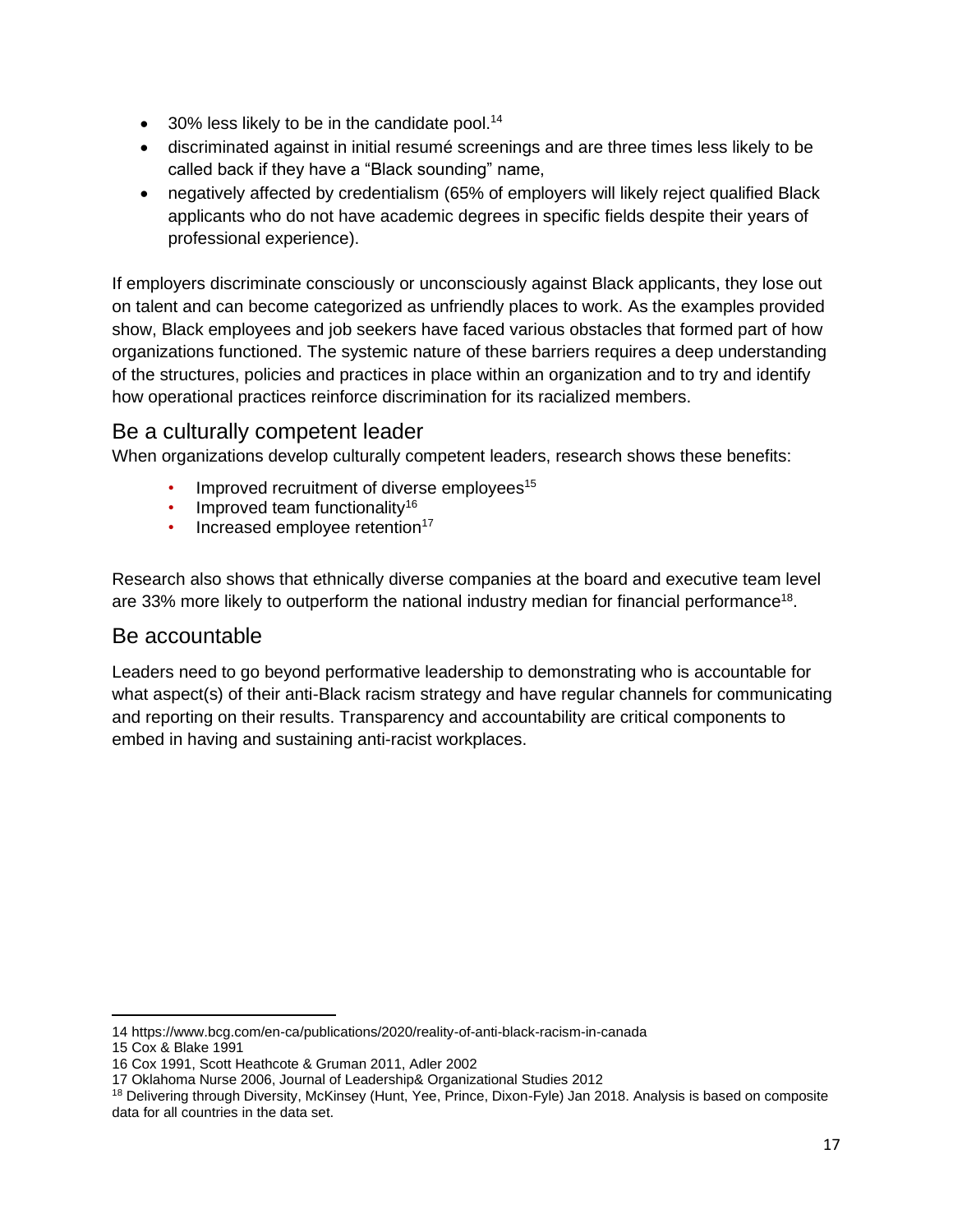- 30% less likely to be in the candidate pool.[14]
- discriminated against in initial resumé screenings and are three times less likely to be called back if they have a "Black sounding" name,
- negatively affected by credentialism (65% of employers will likely reject qualified Black applicants who do not have academic degrees in specific fields despite their years of professional experience).

If employers discriminate consciously or unconsciously against Black applicants, they lose out on talent and can become categorized as unfriendly places to work. As the examples provided show, Black employees and job seekers have faced various obstacles that formed part of how organizations functioned. The systemic nature of these barriers requires a deep understanding of the structures, policies and practices in place within an organization and to try and identify how operational practices reinforce discrimination for its racialized members.

## Be a culturally competent leader

When organizations develop culturally competent leaders, research shows these benefits:

- Improved recruitment of diverse employees[15]
- Improved team functionality[16]
- Increased employee retention[17]

Research also shows that ethnically diverse companies at the board and executive team level are 33% more likely to outperform the national industry median for financial performance[18].

## Be accountable

Leaders need to go beyond performative leadership to demonstrating who is accountable for what aspect(s) of their anti-Black racism strategy and have regular channels for communicating and reporting on their results. Transparency and accountability are critical components to embed in having and sustaining anti-racist workplaces.

---

14 https://www.bcg.com/en-ca/publications/2020/reality-of-anti-black-racism-in-canada
15 Cox & Blake 1991
16 Cox 1991, Scott Heathcote & Gruman 2011, Adler 2002
17 Oklahoma Nurse 2006, Journal of Leadership& Organizational Studies 2012
18 Delivering through Diversity, McKinsey (Hunt, Yee, Prince, Dixon-Fyle) Jan 2018. Analysis is based on composite data for all countries in the data set.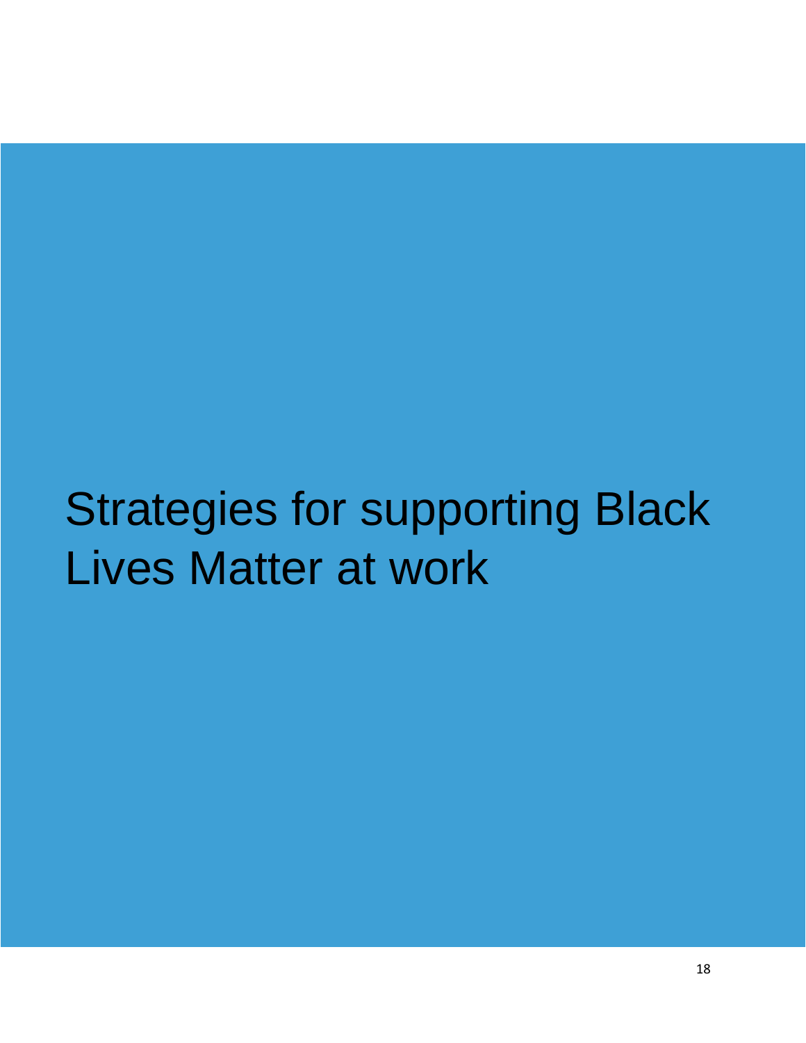# Strategies for supporting Black Lives Matter at work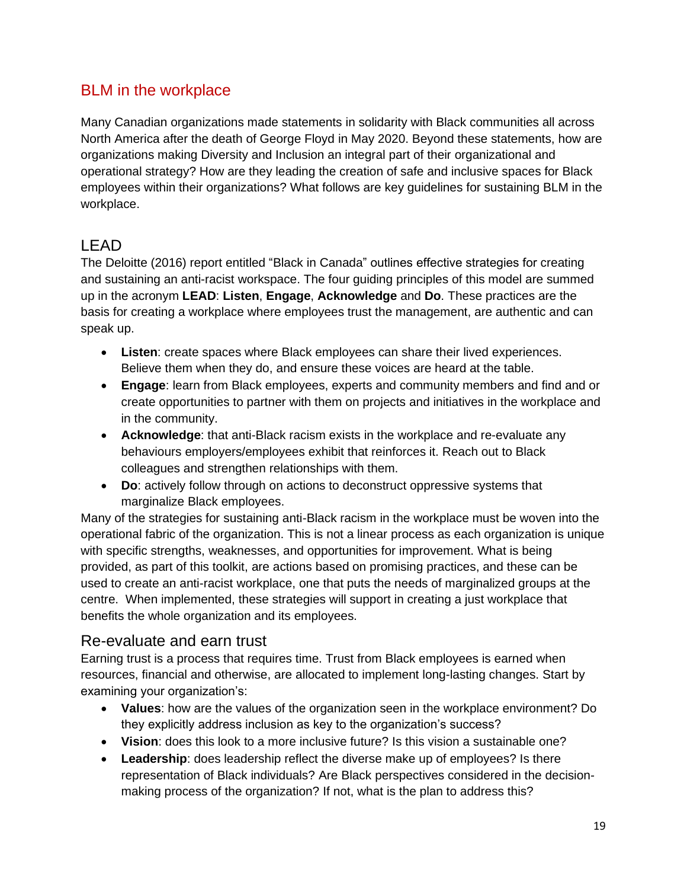## BLM in the workplace

Many Canadian organizations made statements in solidarity with Black communities all across North America after the death of George Floyd in May 2020. Beyond these statements, how are organizations making Diversity and Inclusion an integral part of their organizational and operational strategy? How are they leading the creation of safe and inclusive spaces for Black employees within their organizations? What follows are key guidelines for sustaining BLM in the workplace.

### LEAD

The Deloitte (2016) report entitled "Black in Canada" outlines effective strategies for creating and sustaining an anti-racist workspace. The four guiding principles of this model are summed up in the acronym **LEAD**: **Listen**, **Engage**, **Acknowledge** and **Do**. These practices are the basis for creating a workplace where employees trust the management, are authentic and can speak up.

- **Listen**: create spaces where Black employees can share their lived experiences. Believe them when they do, and ensure these voices are heard at the table.
- **Engage**: learn from Black employees, experts and community members and find and or create opportunities to partner with them on projects and initiatives in the workplace and in the community.
- **Acknowledge**: that anti-Black racism exists in the workplace and re-evaluate any behaviours employers/employees exhibit that reinforces it. Reach out to Black colleagues and strengthen relationships with them.
- **Do**: actively follow through on actions to deconstruct oppressive systems that marginalize Black employees.

Many of the strategies for sustaining anti-Black racism in the workplace must be woven into the operational fabric of the organization. This is not a linear process as each organization is unique with specific strengths, weaknesses, and opportunities for improvement. What is being provided, as part of this toolkit, are actions based on promising practices, and these can be used to create an anti-racist workplace, one that puts the needs of marginalized groups at the centre. When implemented, these strategies will support in creating a just workplace that benefits the whole organization and its employees.

### Re-evaluate and earn trust

Earning trust is a process that requires time. Trust from Black employees is earned when resources, financial and otherwise, are allocated to implement long-lasting changes. Start by examining your organization's:

- **Values**: how are the values of the organization seen in the workplace environment? Do they explicitly address inclusion as key to the organization's success?
- **Vision**: does this look to a more inclusive future? Is this vision a sustainable one?
- **Leadership**: does leadership reflect the diverse make up of employees? Is there representation of Black individuals? Are Black perspectives considered in the decision-making process of the organization? If not, what is the plan to address this?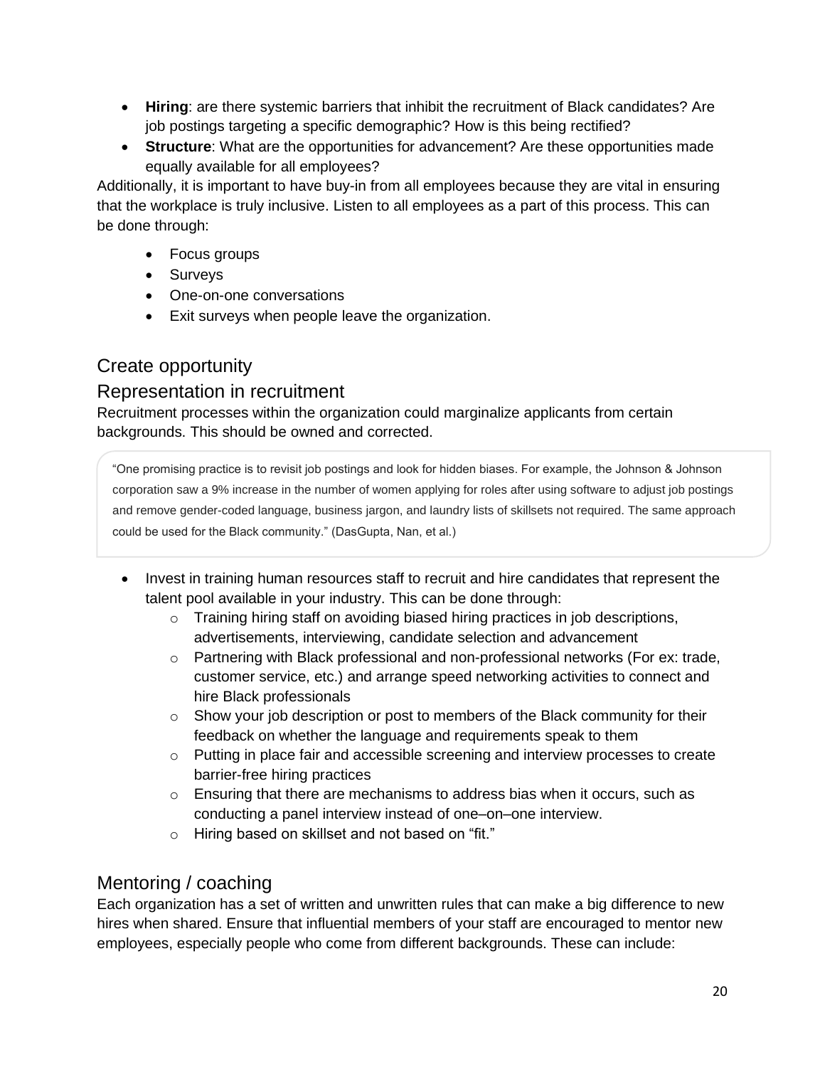- **Hiring**: are there systemic barriers that inhibit the recruitment of Black candidates? Are job postings targeting a specific demographic? How is this being rectified?
- **Structure**: What are the opportunities for advancement? Are these opportunities made equally available for all employees?

Additionally, it is important to have buy-in from all employees because they are vital in ensuring that the workplace is truly inclusive. Listen to all employees as a part of this process. This can be done through:

- Focus groups
- Surveys
- One-on-one conversations
- Exit surveys when people leave the organization.

## Create opportunity

## Representation in recruitment

Recruitment processes within the organization could marginalize applicants from certain backgrounds. This should be owned and corrected.

> "One promising practice is to revisit job postings and look for hidden biases. For example, the Johnson & Johnson corporation saw a 9% increase in the number of women applying for roles after using software to adjust job postings and remove gender-coded language, business jargon, and laundry lists of skillsets not required. The same approach could be used for the Black community." (DasGupta, Nan, et al.)

- Invest in training human resources staff to recruit and hire candidates that represent the talent pool available in your industry. This can be done through:
  - Training hiring staff on avoiding biased hiring practices in job descriptions, advertisements, interviewing, candidate selection and advancement
  - Partnering with Black professional and non-professional networks (For ex: trade, customer service, etc.) and arrange speed networking activities to connect and hire Black professionals
  - Show your job description or post to members of the Black community for their feedback on whether the language and requirements speak to them
  - Putting in place fair and accessible screening and interview processes to create barrier-free hiring practices
  - Ensuring that there are mechanisms to address bias when it occurs, such as conducting a panel interview instead of one–on–one interview.
  - Hiring based on skillset and not based on "fit."

## Mentoring / coaching

Each organization has a set of written and unwritten rules that can make a big difference to new hires when shared. Ensure that influential members of your staff are encouraged to mentor new employees, especially people who come from different backgrounds. These can include: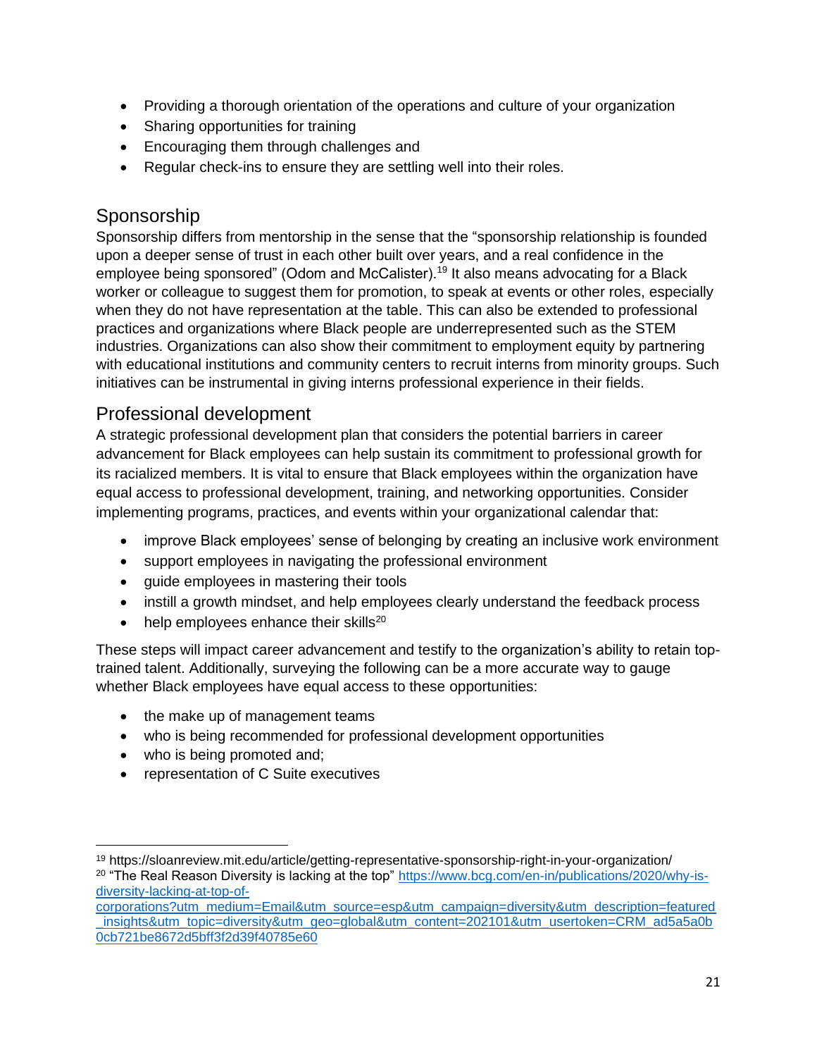- Providing a thorough orientation of the operations and culture of your organization
- Sharing opportunities for training
- Encouraging them through challenges and
- Regular check-ins to ensure they are settling well into their roles.

## Sponsorship

Sponsorship differs from mentorship in the sense that the "sponsorship relationship is founded upon a deeper sense of trust in each other built over years, and a real confidence in the employee being sponsored" (Odom and McCalister).[19] It also means advocating for a Black worker or colleague to suggest them for promotion, to speak at events or other roles, especially when they do not have representation at the table. This can also be extended to professional practices and organizations where Black people are underrepresented such as the STEM industries. Organizations can also show their commitment to employment equity by partnering with educational institutions and community centers to recruit interns from minority groups. Such initiatives can be instrumental in giving interns professional experience in their fields.

## Professional development

A strategic professional development plan that considers the potential barriers in career advancement for Black employees can help sustain its commitment to professional growth for its racialized members. It is vital to ensure that Black employees within the organization have equal access to professional development, training, and networking opportunities. Consider implementing programs, practices, and events within your organizational calendar that:

- improve Black employees' sense of belonging by creating an inclusive work environment
- support employees in navigating the professional environment
- guide employees in mastering their tools
- instill a growth mindset, and help employees clearly understand the feedback process
- help employees enhance their skills[20]

These steps will impact career advancement and testify to the organization's ability to retain top-trained talent. Additionally, surveying the following can be a more accurate way to gauge whether Black employees have equal access to these opportunities:

- the make up of management teams
- who is being recommended for professional development opportunities
- who is being promoted and;
- representation of C Suite executives

---

[19] https://sloanreview.mit.edu/article/getting-representative-sponsorship-right-in-your-organization/

[20] "The Real Reason Diversity is lacking at the top" https://www.bcg.com/en-in/publications/2020/why-is-diversity-lacking-at-top-of-corporations?utm_medium=Email&utm_source=esp&utm_campaign=diversity&utm_description=featured_insights&utm_topic=diversity&utm_geo=global&utm_content=202101&utm_usertoken=CRM_ad5a5a0b0cb721be8672d5bff3f2d39f40785e60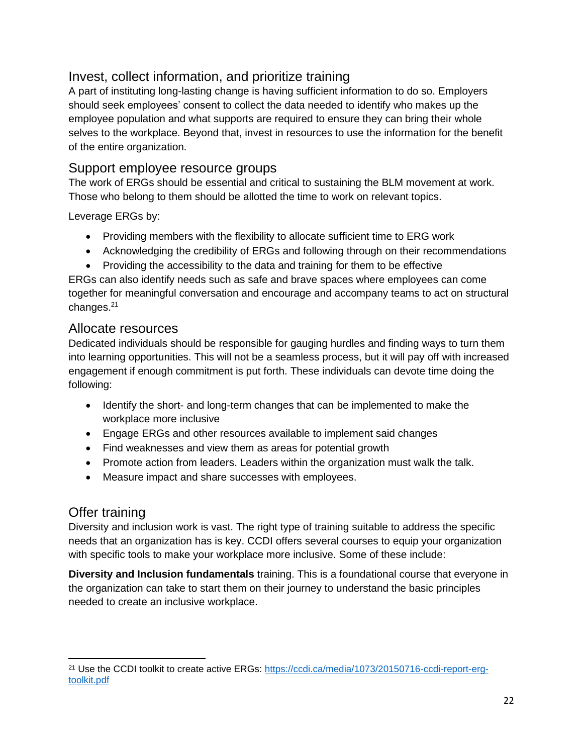## Invest, collect information, and prioritize training

A part of instituting long-lasting change is having sufficient information to do so. Employers should seek employees' consent to collect the data needed to identify who makes up the employee population and what supports are required to ensure they can bring their whole selves to the workplace. Beyond that, invest in resources to use the information for the benefit of the entire organization.

## Support employee resource groups

The work of ERGs should be essential and critical to sustaining the BLM movement at work. Those who belong to them should be allotted the time to work on relevant topics.

Leverage ERGs by:

- Providing members with the flexibility to allocate sufficient time to ERG work
- Acknowledging the credibility of ERGs and following through on their recommendations
- Providing the accessibility to the data and training for them to be effective

ERGs can also identify needs such as safe and brave spaces where employees can come together for meaningful conversation and encourage and accompany teams to act on structural changes.[21]

## Allocate resources

Dedicated individuals should be responsible for gauging hurdles and finding ways to turn them into learning opportunities. This will not be a seamless process, but it will pay off with increased engagement if enough commitment is put forth. These individuals can devote time doing the following:

- Identify the short- and long-term changes that can be implemented to make the workplace more inclusive
- Engage ERGs and other resources available to implement said changes
- Find weaknesses and view them as areas for potential growth
- Promote action from leaders. Leaders within the organization must walk the talk.
- Measure impact and share successes with employees.

## Offer training

Diversity and inclusion work is vast. The right type of training suitable to address the specific needs that an organization has is key. CCDI offers several courses to equip your organization with specific tools to make your workplace more inclusive. Some of these include:

**Diversity and Inclusion fundamentals** training. This is a foundational course that everyone in the organization can take to start them on their journey to understand the basic principles needed to create an inclusive workplace.

---

[21] Use the CCDI toolkit to create active ERGs: https://ccdi.ca/media/1073/20150716-ccdi-report-erg-toolkit.pdf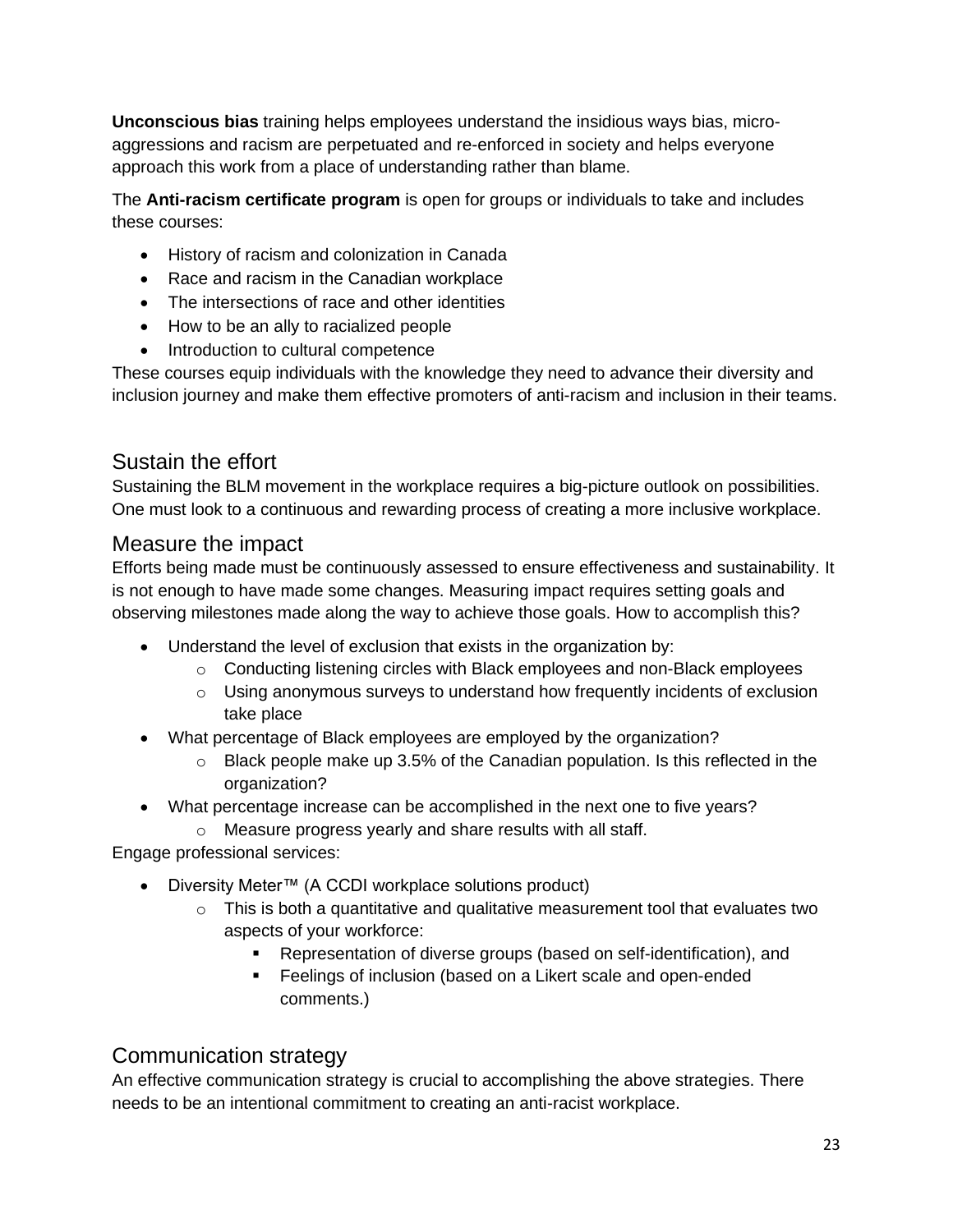**Unconscious bias** training helps employees understand the insidious ways bias, micro-aggressions and racism are perpetuated and re-enforced in society and helps everyone approach this work from a place of understanding rather than blame.

The **Anti-racism certificate program** is open for groups or individuals to take and includes these courses:

- History of racism and colonization in Canada
- Race and racism in the Canadian workplace
- The intersections of race and other identities
- How to be an ally to racialized people
- Introduction to cultural competence

These courses equip individuals with the knowledge they need to advance their diversity and inclusion journey and make them effective promoters of anti-racism and inclusion in their teams.

## Sustain the effort

Sustaining the BLM movement in the workplace requires a big-picture outlook on possibilities. One must look to a continuous and rewarding process of creating a more inclusive workplace.

## Measure the impact

Efforts being made must be continuously assessed to ensure effectiveness and sustainability. It is not enough to have made some changes. Measuring impact requires setting goals and observing milestones made along the way to achieve those goals. How to accomplish this?

- Understand the level of exclusion that exists in the organization by:
    - Conducting listening circles with Black employees and non-Black employees
    - Using anonymous surveys to understand how frequently incidents of exclusion take place
- What percentage of Black employees are employed by the organization?
    - Black people make up 3.5% of the Canadian population. Is this reflected in the organization?
- What percentage increase can be accomplished in the next one to five years?
    - Measure progress yearly and share results with all staff.

Engage professional services:

- Diversity Meter™ (A CCDI workplace solutions product)
    - This is both a quantitative and qualitative measurement tool that evaluates two aspects of your workforce:
        - Representation of diverse groups (based on self-identification), and
        - Feelings of inclusion (based on a Likert scale and open-ended comments.)

## Communication strategy

An effective communication strategy is crucial to accomplishing the above strategies. There needs to be an intentional commitment to creating an anti-racist workplace.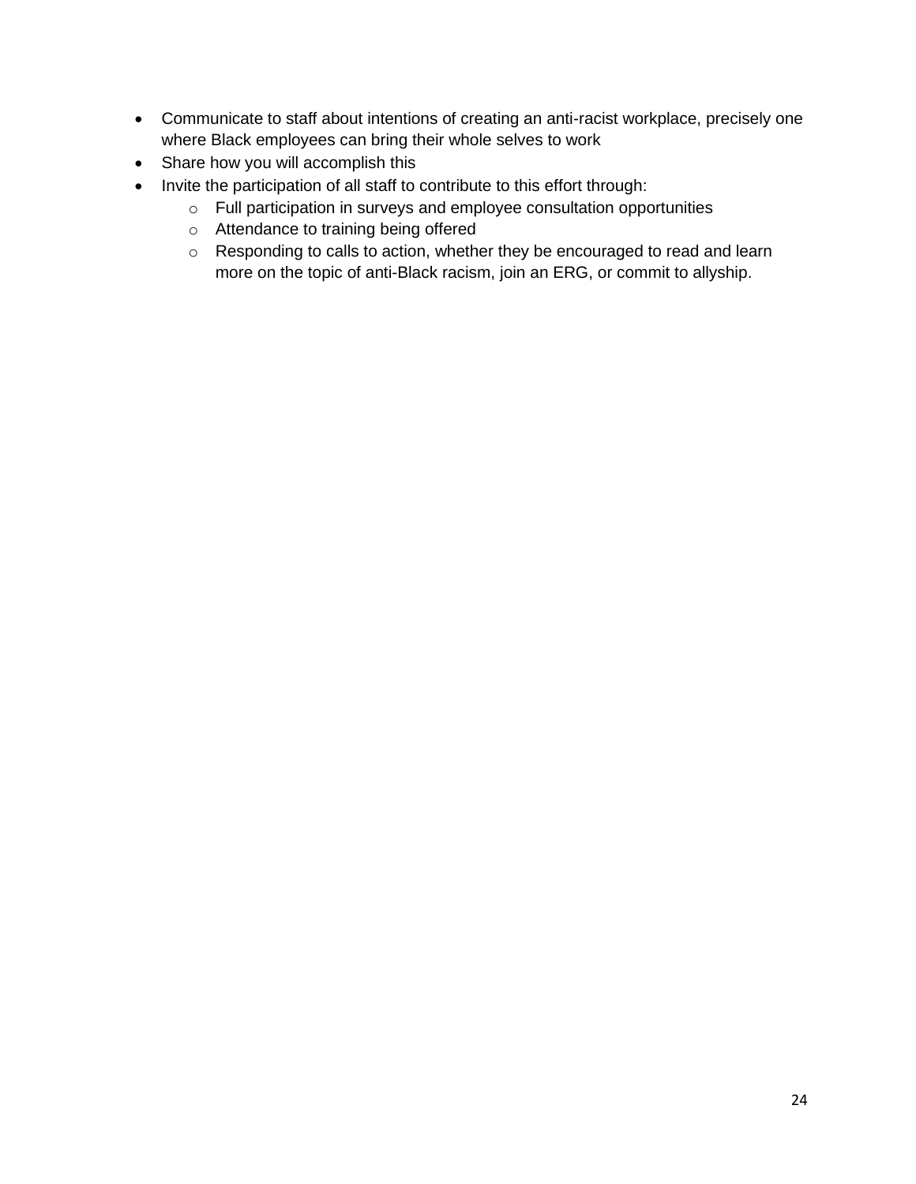- Communicate to staff about intentions of creating an anti-racist workplace, precisely one where Black employees can bring their whole selves to work
- Share how you will accomplish this
- Invite the participation of all staff to contribute to this effort through:
    - Full participation in surveys and employee consultation opportunities
    - Attendance to training being offered
    - Responding to calls to action, whether they be encouraged to read and learn more on the topic of anti-Black racism, join an ERG, or commit to allyship.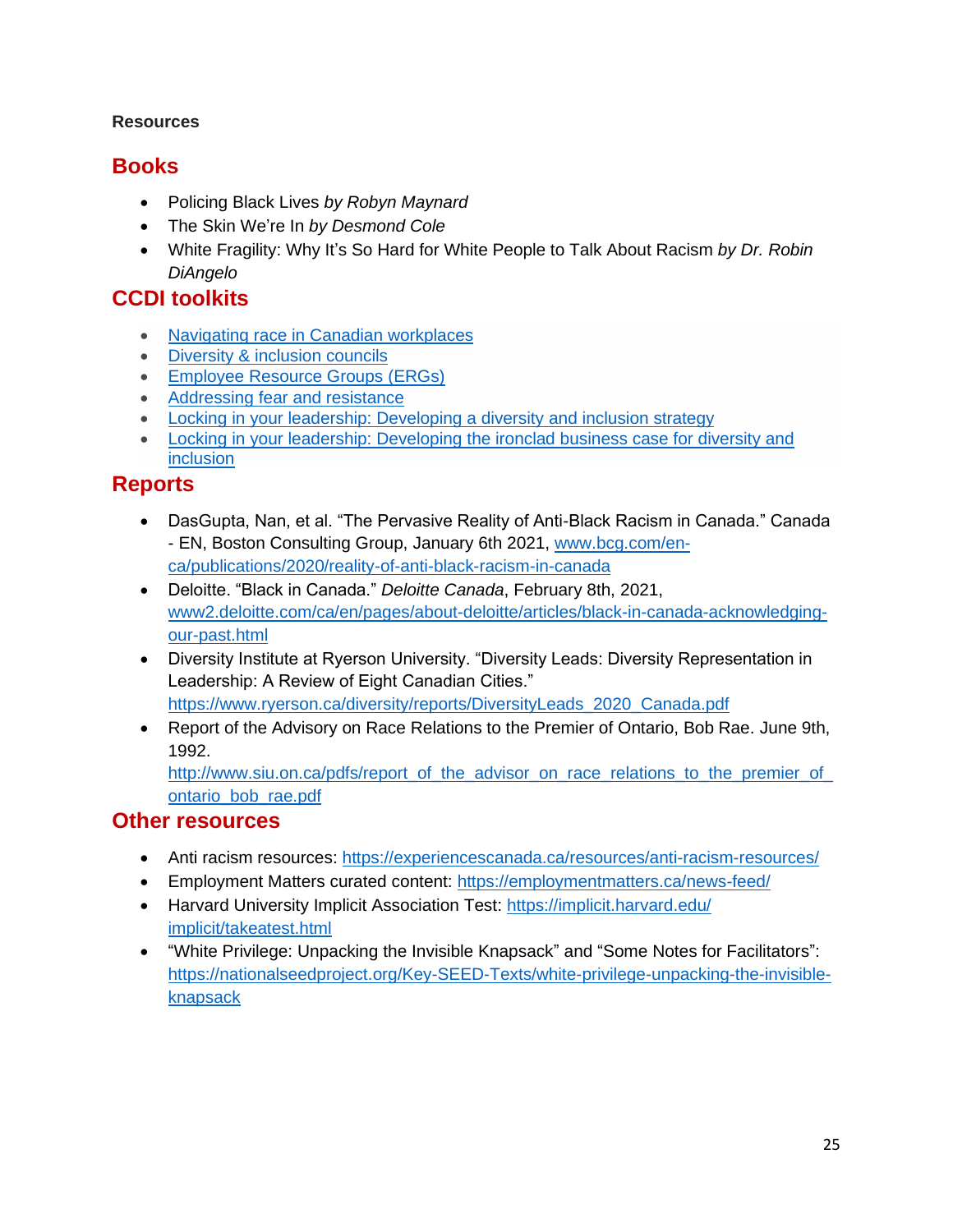**Resources**

## Books

- Policing Black Lives *by Robyn Maynard*
- The Skin We're In *by Desmond Cole*
- White Fragility: Why It's So Hard for White People to Talk About Racism *by Dr. Robin DiAngelo*

## CCDI toolkits

- Navigating race in Canadian workplaces
- Diversity & inclusion councils
- Employee Resource Groups (ERGs)
- Addressing fear and resistance
- Locking in your leadership: Developing a diversity and inclusion strategy
- Locking in your leadership: Developing the ironclad business case for diversity and inclusion

## Reports

- DasGupta, Nan, et al. "The Pervasive Reality of Anti-Black Racism in Canada." Canada - EN, Boston Consulting Group, January 6th 2021, www.bcg.com/en-ca/publications/2020/reality-of-anti-black-racism-in-canada
- Deloitte. "Black in Canada." *Deloitte Canada*, February 8th, 2021, www2.deloitte.com/ca/en/pages/about-deloitte/articles/black-in-canada-acknowledging-our-past.html
- Diversity Institute at Ryerson University. "Diversity Leads: Diversity Representation in Leadership: A Review of Eight Canadian Cities." https://www.ryerson.ca/diversity/reports/DiversityLeads_2020_Canada.pdf
- Report of the Advisory on Race Relations to the Premier of Ontario, Bob Rae. June 9th, 1992. http://www.siu.on.ca/pdfs/report_of_the_advisor_on_race_relations_to_the_premier_of_ontario_bob_rae.pdf

## Other resources

- Anti racism resources: https://experiencescanada.ca/resources/anti-racism-resources/
- Employment Matters curated content: https://employmentmatters.ca/news-feed/
- Harvard University Implicit Association Test: https://implicit.harvard.edu/implicit/takeatest.html
- "White Privilege: Unpacking the Invisible Knapsack" and "Some Notes for Facilitators": https://nationalseedproject.org/Key-SEED-Texts/white-privilege-unpacking-the-invisible-knapsack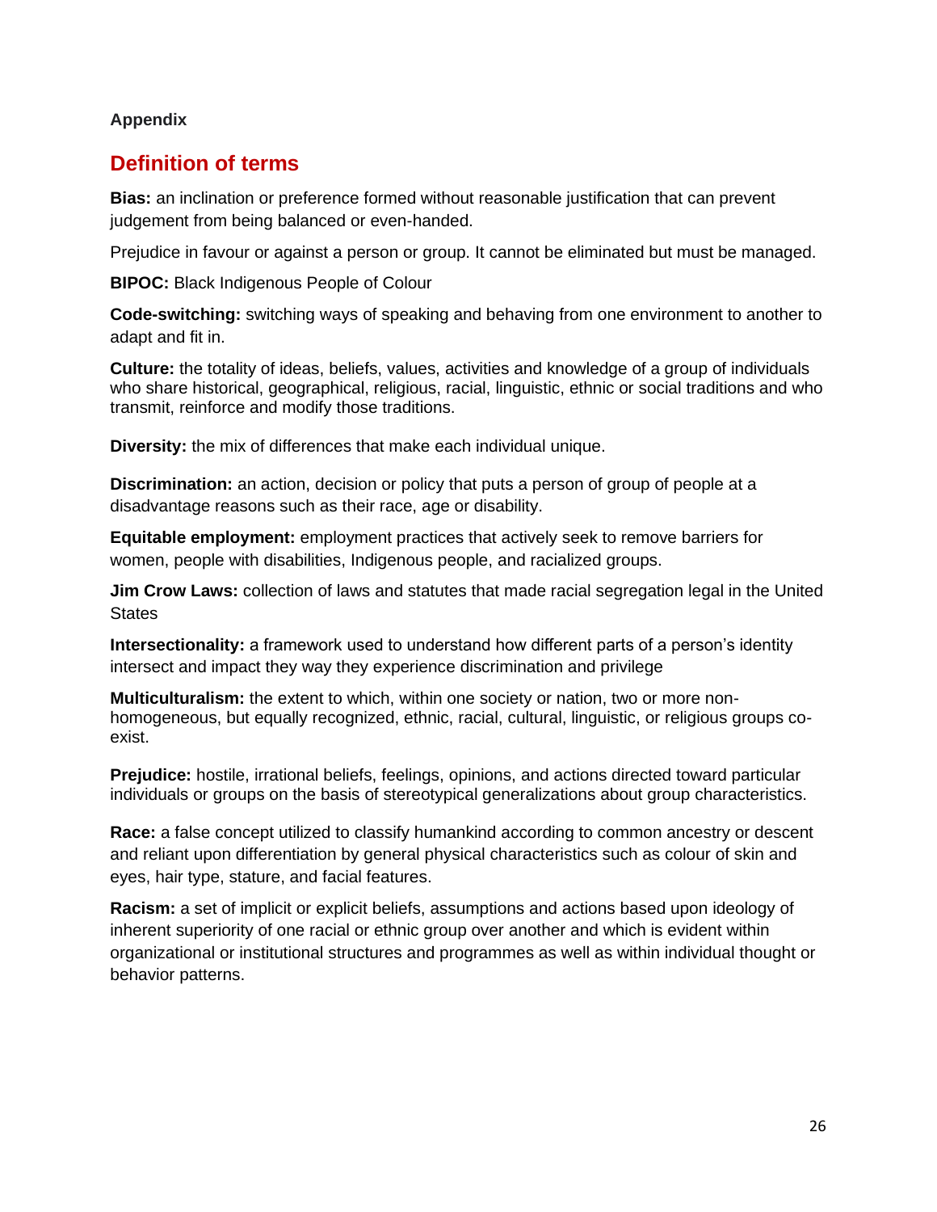**Appendix**

## Definition of terms

**Bias:** an inclination or preference formed without reasonable justification that can prevent judgement from being balanced or even-handed.

Prejudice in favour or against a person or group. It cannot be eliminated but must be managed.

**BIPOC:** Black Indigenous People of Colour

**Code-switching:** switching ways of speaking and behaving from one environment to another to adapt and fit in.

**Culture:** the totality of ideas, beliefs, values, activities and knowledge of a group of individuals who share historical, geographical, religious, racial, linguistic, ethnic or social traditions and who transmit, reinforce and modify those traditions.

**Diversity:** the mix of differences that make each individual unique.

**Discrimination:** an action, decision or policy that puts a person of group of people at a disadvantage reasons such as their race, age or disability.

**Equitable employment:** employment practices that actively seek to remove barriers for women, people with disabilities, Indigenous people, and racialized groups.

**Jim Crow Laws:** collection of laws and statutes that made racial segregation legal in the United States

**Intersectionality:** a framework used to understand how different parts of a person's identity intersect and impact they way they experience discrimination and privilege

**Multiculturalism:** the extent to which, within one society or nation, two or more non-homogeneous, but equally recognized, ethnic, racial, cultural, linguistic, or religious groups co-exist.

**Prejudice:** hostile, irrational beliefs, feelings, opinions, and actions directed toward particular individuals or groups on the basis of stereotypical generalizations about group characteristics.

**Race:** a false concept utilized to classify humankind according to common ancestry or descent and reliant upon differentiation by general physical characteristics such as colour of skin and eyes, hair type, stature, and facial features.

**Racism:** a set of implicit or explicit beliefs, assumptions and actions based upon ideology of inherent superiority of one racial or ethnic group over another and which is evident within organizational or institutional structures and programmes as well as within individual thought or behavior patterns.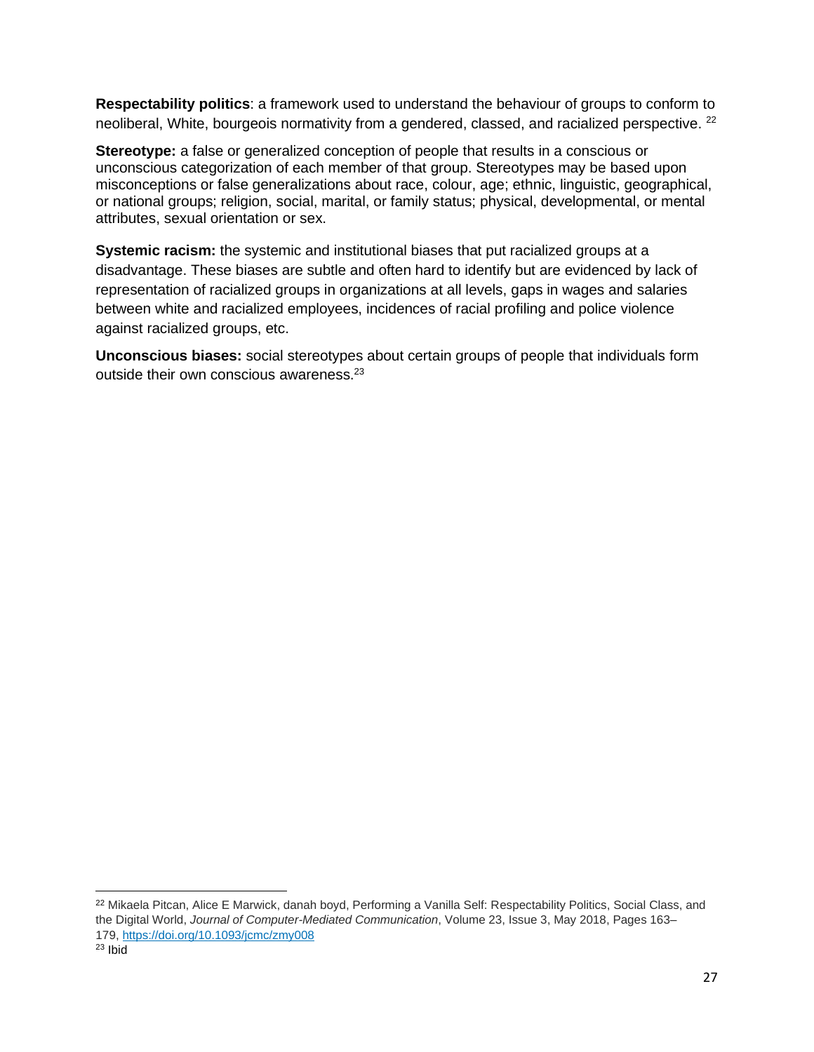**Respectability politics**: a framework used to understand the behaviour of groups to conform to neoliberal, White, bourgeois normativity from a gendered, classed, and racialized perspective. [22]

**Stereotype:** a false or generalized conception of people that results in a conscious or unconscious categorization of each member of that group. Stereotypes may be based upon misconceptions or false generalizations about race, colour, age; ethnic, linguistic, geographical, or national groups; religion, social, marital, or family status; physical, developmental, or mental attributes, sexual orientation or sex.

**Systemic racism:** the systemic and institutional biases that put racialized groups at a disadvantage. These biases are subtle and often hard to identify but are evidenced by lack of representation of racialized groups in organizations at all levels, gaps in wages and salaries between white and racialized employees, incidences of racial profiling and police violence against racialized groups, etc.

**Unconscious biases:** social stereotypes about certain groups of people that individuals form outside their own conscious awareness.[23]

---

[22] Mikaela Pitcan, Alice E Marwick, danah boyd, Performing a Vanilla Self: Respectability Politics, Social Class, and the Digital World, *Journal of Computer-Mediated Communication*, Volume 23, Issue 3, May 2018, Pages 163–179, https://doi.org/10.1093/jcmc/zmy008

[23] Ibid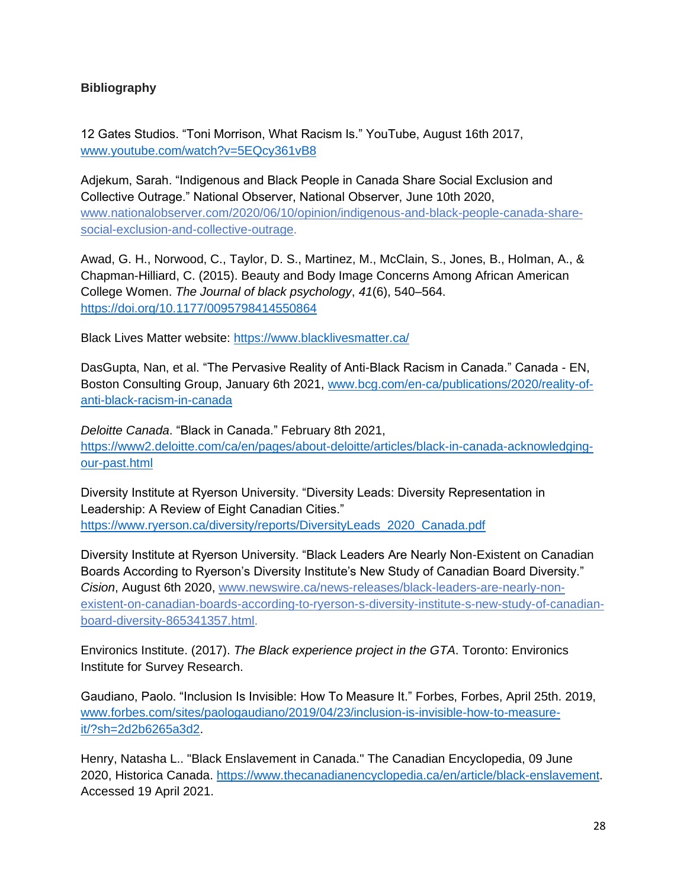**Bibliography**

12 Gates Studios. “Toni Morrison, What Racism Is.” YouTube, August 16th 2017, www.youtube.com/watch?v=5EQcy361vB8

Adjekum, Sarah. “Indigenous and Black People in Canada Share Social Exclusion and Collective Outrage.” National Observer, National Observer, June 10th 2020, www.nationalobserver.com/2020/06/10/opinion/indigenous-and-black-people-canada-share-social-exclusion-and-collective-outrage.

Awad, G. H., Norwood, C., Taylor, D. S., Martinez, M., McClain, S., Jones, B., Holman, A., & Chapman-Hilliard, C. (2015). Beauty and Body Image Concerns Among African American College Women. *The Journal of black psychology*, *41*(6), 540–564. https://doi.org/10.1177/0095798414550864

Black Lives Matter website: https://www.blacklivesmatter.ca/

DasGupta, Nan, et al. “The Pervasive Reality of Anti-Black Racism in Canada.” Canada - EN, Boston Consulting Group, January 6th 2021, www.bcg.com/en-ca/publications/2020/reality-of-anti-black-racism-in-canada

*Deloitte Canada*. “Black in Canada.” February 8th 2021, https://www2.deloitte.com/ca/en/pages/about-deloitte/articles/black-in-canada-acknowledging-our-past.html

Diversity Institute at Ryerson University. “Diversity Leads: Diversity Representation in Leadership: A Review of Eight Canadian Cities.” https://www.ryerson.ca/diversity/reports/DiversityLeads_2020_Canada.pdf

Diversity Institute at Ryerson University. “Black Leaders Are Nearly Non-Existent on Canadian Boards According to Ryerson’s Diversity Institute’s New Study of Canadian Board Diversity.” *Cision*, August 6th 2020, www.newswire.ca/news-releases/black-leaders-are-nearly-non-existent-on-canadian-boards-according-to-ryerson-s-diversity-institute-s-new-study-of-canadian-board-diversity-865341357.html.

Environics Institute. (2017). *The Black experience project in the GTA*. Toronto: Environics Institute for Survey Research.

Gaudiano, Paolo. “Inclusion Is Invisible: How To Measure It.” Forbes, Forbes, April 25th. 2019, www.forbes.com/sites/paologaudiano/2019/04/23/inclusion-is-invisible-how-to-measure-it/?sh=2d2b6265a3d2.

Henry, Natasha L.. "Black Enslavement in Canada." The Canadian Encyclopedia, 09 June 2020, Historica Canada. https://www.thecanadianencyclopedia.ca/en/article/black-enslavement. Accessed 19 April 2021.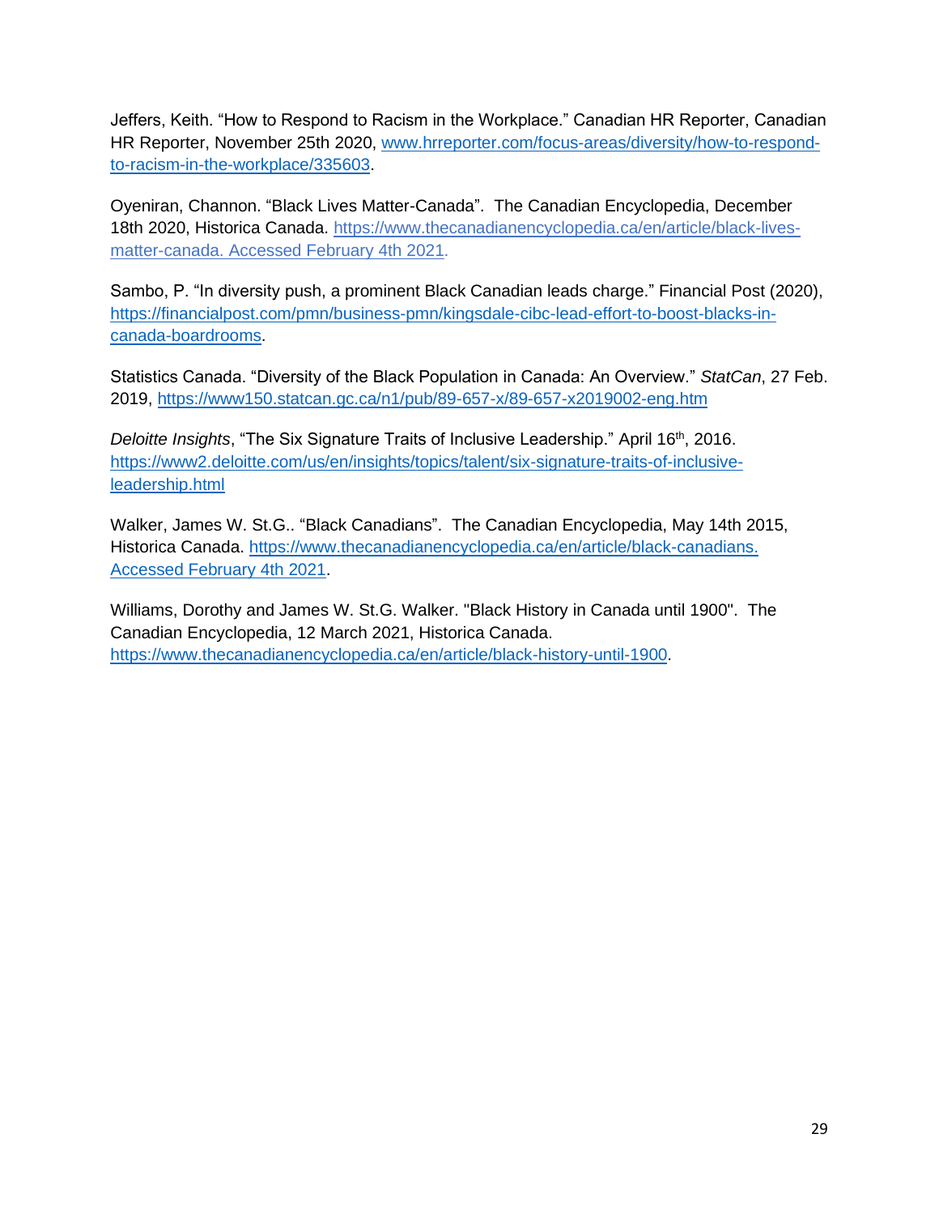Jeffers, Keith. “How to Respond to Racism in the Workplace.” Canadian HR Reporter, Canadian HR Reporter, November 25th 2020, www.hrreporter.com/focus-areas/diversity/how-to-respond-to-racism-in-the-workplace/335603.

Oyeniran, Channon. “Black Lives Matter-Canada”. The Canadian Encyclopedia, December 18th 2020, Historica Canada. https://www.thecanadianencyclopedia.ca/en/article/black-lives-matter-canada. Accessed February 4th 2021.

Sambo, P. “In diversity push, a prominent Black Canadian leads charge.” Financial Post (2020), https://financialpost.com/pmn/business-pmn/kingsdale-cibc-lead-effort-to-boost-blacks-in-canada-boardrooms.

Statistics Canada. “Diversity of the Black Population in Canada: An Overview.” *StatCan*, 27 Feb. 2019, https://www150.statcan.gc.ca/n1/pub/89-657-x/89-657-x2019002-eng.htm

*Deloitte Insights*, “The Six Signature Traits of Inclusive Leadership.” April 16th, 2016. https://www2.deloitte.com/us/en/insights/topics/talent/six-signature-traits-of-inclusive-leadership.html

Walker, James W. St.G.. “Black Canadians”. The Canadian Encyclopedia, May 14th 2015, Historica Canada. https://www.thecanadianencyclopedia.ca/en/article/black-canadians. Accessed February 4th 2021.

Williams, Dorothy and James W. St.G. Walker. "Black History in Canada until 1900". The Canadian Encyclopedia, 12 March 2021, Historica Canada. https://www.thecanadianencyclopedia.ca/en/article/black-history-until-1900.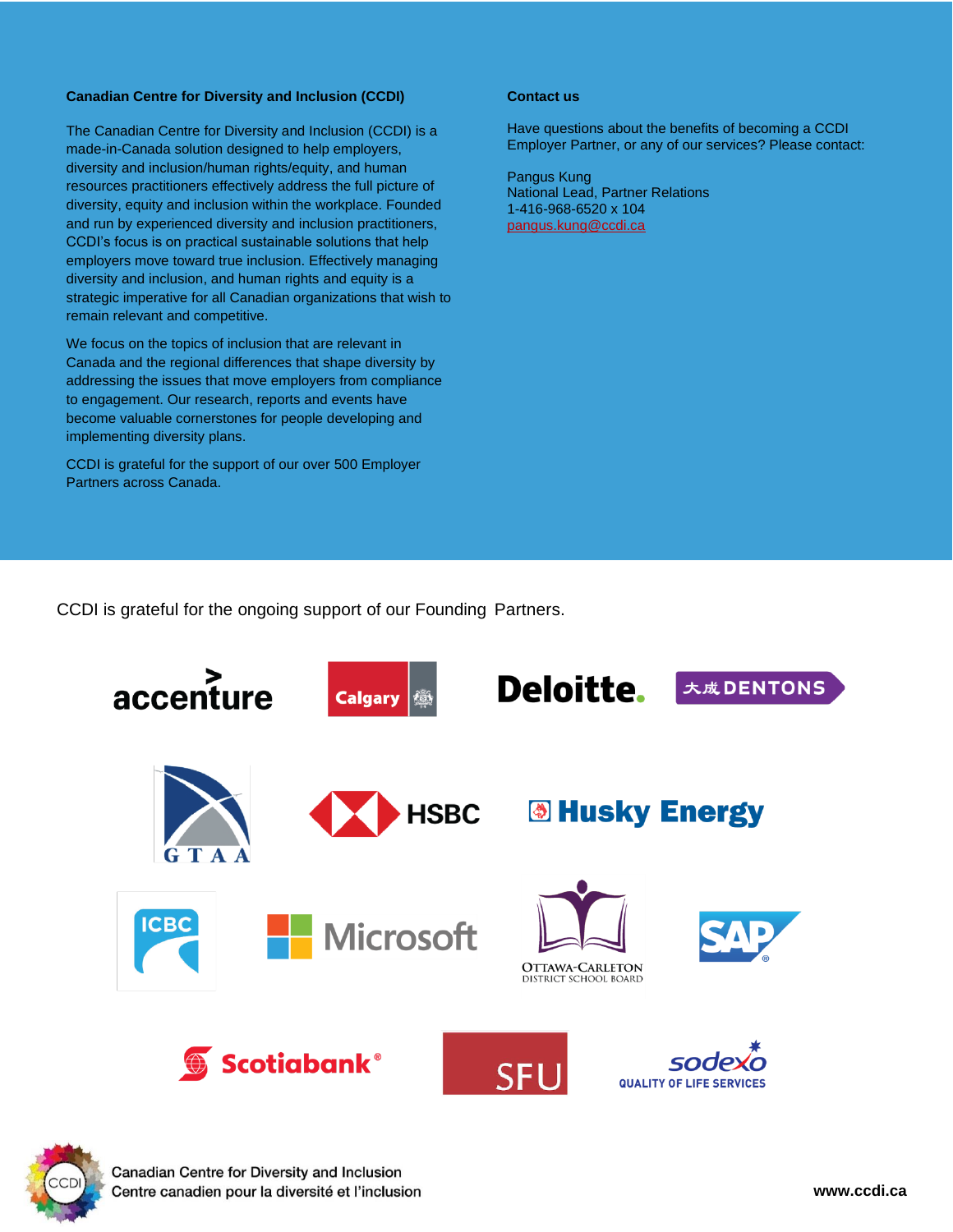### Canadian Centre for Diversity and Inclusion (CCDI)

The Canadian Centre for Diversity and Inclusion (CCDI) is a made-in-Canada solution designed to help employers, diversity and inclusion/human rights/equity, and human resources practitioners effectively address the full picture of diversity, equity and inclusion within the workplace. Founded and run by experienced diversity and inclusion practitioners, CCDI's focus is on practical sustainable solutions that help employers move toward true inclusion. Effectively managing diversity and inclusion, and human rights and equity is a strategic imperative for all Canadian organizations that wish to remain relevant and competitive.

We focus on the topics of inclusion that are relevant in Canada and the regional differences that shape diversity by addressing the issues that move employers from compliance to engagement. Our research, reports and events have become valuable cornerstones for people developing and implementing diversity plans.

CCDI is grateful for the support of our over 500 Employer Partners across Canada.

### Contact us

Have questions about the benefits of becoming a CCDI Employer Partner, or any of our services? Please contact:

Pangus Kung
National Lead, Partner Relations
1-416-968-6520 x 104
pangus.kung@ccdi.ca

CCDI is grateful for the ongoing support of our Founding Partners.

accenture
Calgary
Deloitte.
大成 DENTONS
GTAA
HSBC
Husky Energy
ICBC
Microsoft
Ottawa-Carleton District School Board
SAP
Scotiabank®
SFU
sodexo QUALITY OF LIFE SERVICES

Canadian Centre for Diversity and Inclusion
Centre canadien pour la diversité et l'inclusion

www.ccdi.ca